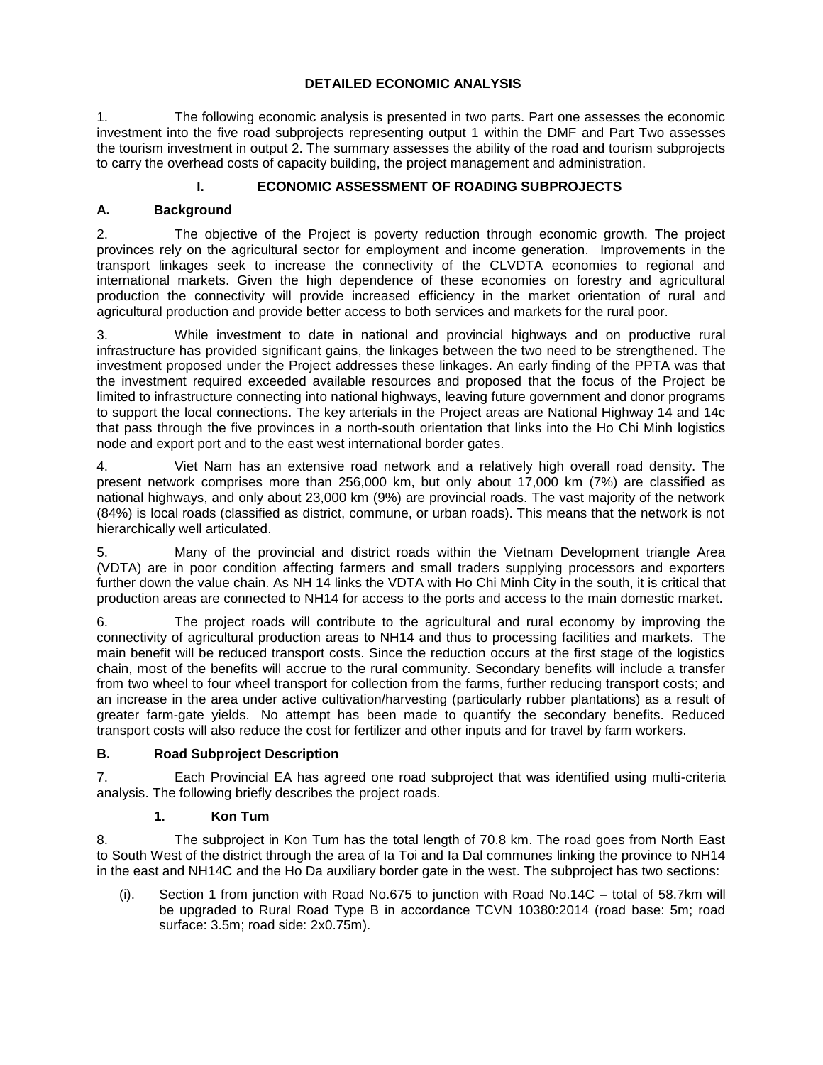# DETAILED ECONOMIC ANALYSIS

1. The following economic analysis is presented in two parts. Part one assesses the economic investment into the five road subprojects representing output 1 within the DMF and Part Two assesses the tourism investment in output 2. The summary assesses the ability of the road and tourism subprojects to carry the overhead costs of capacity building, the project management and administration.

## I. ECONOMIC ASSESSMENT OF ROADING SUBPROJECTS

### A. Background

2. The objective of the Project is poverty reduction through economic growth. The project provinces rely on the agricultural sector for employment and income generation. Improvements in the transport linkages seek to increase the connectivity of the CLVDTA economies to regional and international markets. Given the high dependence of these economies on forestry and agricultural production the connectivity will provide increased efficiency in the market orientation of rural and agricultural production and provide better access to both services and markets for the rural poor.

3. While investment to date in national and provincial highways and on productive rural infrastructure has provided significant gains, the linkages between the two need to be strengthened. The investment proposed under the Project addresses these linkages. An early finding of the PPTA was that the investment required exceeded available resources and proposed that the focus of the Project be limited to infrastructure connecting into national highways, leaving future government and donor programs to support the local connections. The key arterials in the Project areas are National Highway 14 and 14c that pass through the five provinces in a north-south orientation that links into the Ho Chi Minh logistics node and export port and to the east west international border gates.

4. Viet Nam has an extensive road network and a relatively high overall road density. The present network comprises more than 256,000 km, but only about 17,000 km (7%) are classified as national highways, and only about 23,000 km (9%) are provincial roads. The vast majority of the network (84%) is local roads (classified as district, commune, or urban roads). This means that the network is not hierarchically well articulated.

5. Many of the provincial and district roads within the Vietnam Development triangle Area (VDTA) are in poor condition affecting farmers and small traders supplying processors and exporters further down the value chain. As NH 14 links the VDTA with Ho Chi Minh City in the south, it is critical that production areas are connected to NH14 for access to the ports and access to the main domestic market.

6. The project roads will contribute to the agricultural and rural economy by improving the connectivity of agricultural production areas to NH14 and thus to processing facilities and markets. The main benefit will be reduced transport costs. Since the reduction occurs at the first stage of the logistics chain, most of the benefits will accrue to the rural community. Secondary benefits will include a transfer from two wheel to four wheel transport for collection from the farms, further reducing transport costs; and an increase in the area under active cultivation/harvesting (particularly rubber plantations) as a result of greater farm-gate yields. No attempt has been made to quantify the secondary benefits. Reduced transport costs will also reduce the cost for fertilizer and other inputs and for travel by farm workers.

### B. Road Subproject Description

7. Each Provincial EA has agreed one road subproject that was identified using multi-criteria analysis. The following briefly describes the project roads.

#### 1. Kon Tum

8. The subproject in Kon Tum has the total length of 70.8 km. The road goes from North East to South West of the district through the area of Ia Toi and Ia Dal communes linking the province to NH14 in the east and NH14C and the Ho Da auxiliary border gate in the west. The subproject has two sections:

(i). Section 1 from junction with Road No.675 to junction with Road No.14C – total of 58.7km will be upgraded to Rural Road Type B in accordance TCVN 10380:2014 (road base: 5m; road surface: 3.5m; road side: 2x0.75m).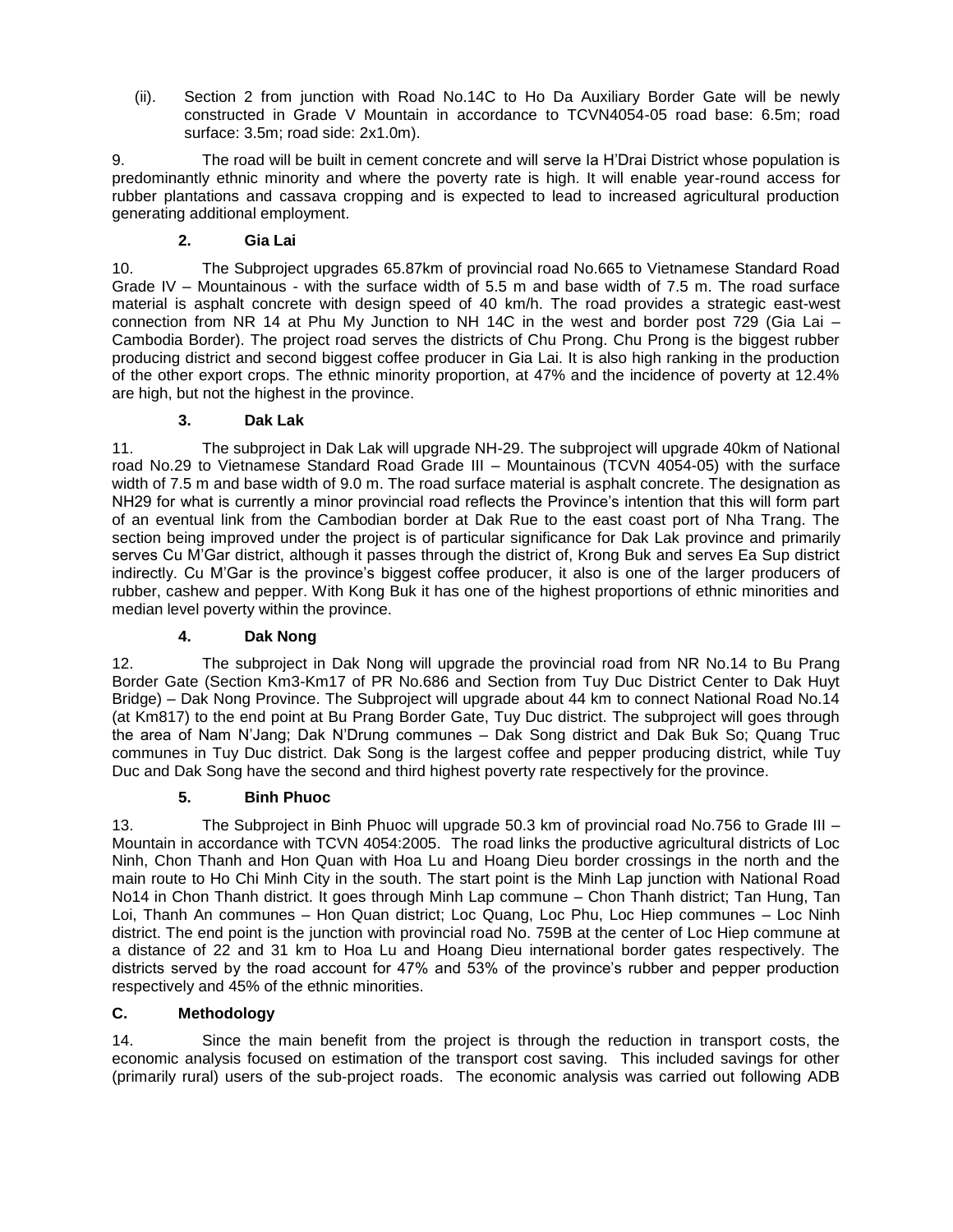(ii). Section 2 from junction with Road No.14C to Ho Da Auxiliary Border Gate will be newly constructed in Grade V Mountain in accordance to TCVN4054-05 road base: 6.5m; road surface: 3.5m; road side: 2x1.0m).

9. The road will be built in cement concrete and will serve Ia H'Drai District whose population is predominantly ethnic minority and where the poverty rate is high. It will enable year-round access for rubber plantations and cassava cropping and is expected to lead to increased agricultural production generating additional employment.

### 2. Gia Lai

10. The Subproject upgrades 65.87km of provincial road No.665 to Vietnamese Standard Road Grade IV – Mountainous - with the surface width of 5.5 m and base width of 7.5 m. The road surface material is asphalt concrete with design speed of 40 km/h. The road provides a strategic east-west connection from NR 14 at Phu My Junction to NH 14C in the west and border post 729 (Gia Lai – Cambodia Border). The project road serves the districts of Chu Prong. Chu Prong is the biggest rubber producing district and second biggest coffee producer in Gia Lai. It is also high ranking in the production of the other export crops. The ethnic minority proportion, at 47% and the incidence of poverty at 12.4% are high, but not the highest in the province.

### 3. Dak Lak

11. The subproject in Dak Lak will upgrade NH-29. The subproject will upgrade 40km of National road No.29 to Vietnamese Standard Road Grade III – Mountainous (TCVN 4054-05) with the surface width of 7.5 m and base width of 9.0 m. The road surface material is asphalt concrete. The designation as NH29 for what is currently a minor provincial road reflects the Province's intention that this will form part of an eventual link from the Cambodian border at Dak Rue to the east coast port of Nha Trang. The section being improved under the project is of particular significance for Dak Lak province and primarily serves Cu M'Gar district, although it passes through the district of, Krong Buk and serves Ea Sup district indirectly. Cu M'Gar is the province's biggest coffee producer, it also is one of the larger producers of rubber, cashew and pepper. With Kong Buk it has one of the highest proportions of ethnic minorities and median level poverty within the province.

### 4. Dak Nong

12. The subproject in Dak Nong will upgrade the provincial road from NR No.14 to Bu Prang Border Gate (Section Km3-Km17 of PR No.686 and Section from Tuy Duc District Center to Dak Huyt Bridge) – Dak Nong Province. The Subproject will upgrade about 44 km to connect National Road No.14 (at Km817) to the end point at Bu Prang Border Gate, Tuy Duc district. The subproject will goes through the area of Nam N'Jang; Dak N'Drung communes – Dak Song district and Dak Buk So; Quang Truc communes in Tuy Duc district. Dak Song is the largest coffee and pepper producing district, while Tuy Duc and Dak Song have the second and third highest poverty rate respectively for the province.

### 5. Binh Phuoc

13. The Subproject in Binh Phuoc will upgrade 50.3 km of provincial road No.756 to Grade III – Mountain in accordance with TCVN 4054:2005. The road links the productive agricultural districts of Loc Ninh, Chon Thanh and Hon Quan with Hoa Lu and Hoang Dieu border crossings in the north and the main route to Ho Chi Minh City in the south. The start point is the Minh Lap junction with National Road No14 in Chon Thanh district. It goes through Minh Lap commune – Chon Thanh district; Tan Hung, Tan Loi, Thanh An communes – Hon Quan district; Loc Quang, Loc Phu, Loc Hiep communes – Loc Ninh district. The end point is the junction with provincial road No. 759B at the center of Loc Hiep commune at a distance of 22 and 31 km to Hoa Lu and Hoang Dieu international border gates respectively. The districts served by the road account for 47% and 53% of the province's rubber and pepper production respectively and 45% of the ethnic minorities.

## C. Methodology

14. Since the main benefit from the project is through the reduction in transport costs, the economic analysis focused on estimation of the transport cost saving. This included savings for other (primarily rural) users of the sub-project roads. The economic analysis was carried out following ADB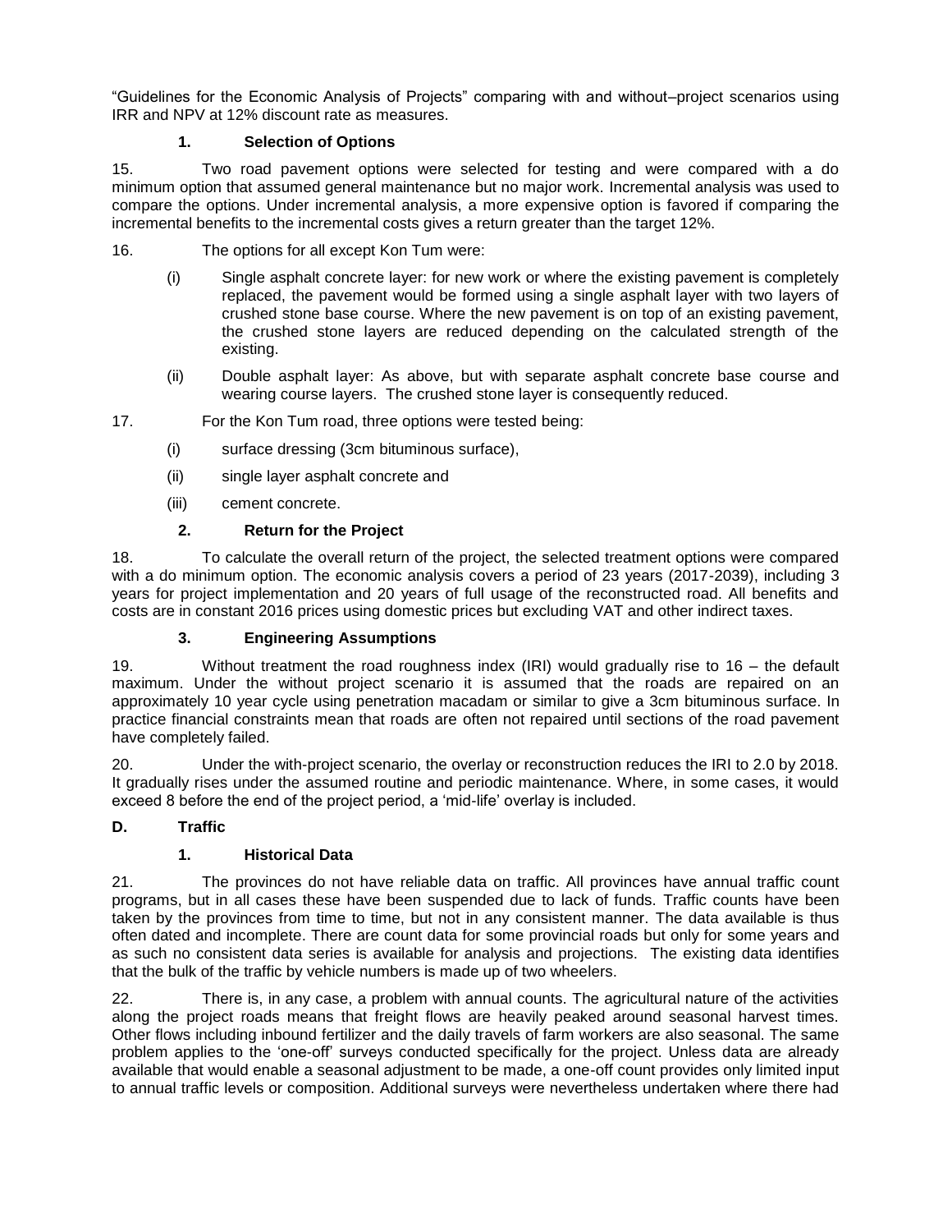"Guidelines for the Economic Analysis of Projects" comparing with and without–project scenarios using IRR and NPV at 12% discount rate as measures.

### 1. Selection of Options

15. Two road pavement options were selected for testing and were compared with a do minimum option that assumed general maintenance but no major work. Incremental analysis was used to compare the options. Under incremental analysis, a more expensive option is favored if comparing the incremental benefits to the incremental costs gives a return greater than the target 12%.

16. The options for all except Kon Tum were:

(i) Single asphalt concrete layer: for new work or where the existing pavement is completely replaced, the pavement would be formed using a single asphalt layer with two layers of crushed stone base course. Where the new pavement is on top of an existing pavement, the crushed stone layers are reduced depending on the calculated strength of the existing.

(ii) Double asphalt layer: As above, but with separate asphalt concrete base course and wearing course layers. The crushed stone layer is consequently reduced.

17. For the Kon Tum road, three options were tested being:

(i) surface dressing (3cm bituminous surface),

(ii) single layer asphalt concrete and

(iii) cement concrete.

### 2. Return for the Project

18. To calculate the overall return of the project, the selected treatment options were compared with a do minimum option. The economic analysis covers a period of 23 years (2017-2039), including 3 years for project implementation and 20 years of full usage of the reconstructed road. All benefits and costs are in constant 2016 prices using domestic prices but excluding VAT and other indirect taxes.

### 3. Engineering Assumptions

19. Without treatment the road roughness index (IRI) would gradually rise to 16 – the default maximum. Under the without project scenario it is assumed that the roads are repaired on an approximately 10 year cycle using penetration macadam or similar to give a 3cm bituminous surface. In practice financial constraints mean that roads are often not repaired until sections of the road pavement have completely failed.

20. Under the with-project scenario, the overlay or reconstruction reduces the IRI to 2.0 by 2018. It gradually rises under the assumed routine and periodic maintenance. Where, in some cases, it would exceed 8 before the end of the project period, a 'mid-life' overlay is included.

## D. Traffic

### 1. Historical Data

21. The provinces do not have reliable data on traffic. All provinces have annual traffic count programs, but in all cases these have been suspended due to lack of funds. Traffic counts have been taken by the provinces from time to time, but not in any consistent manner. The data available is thus often dated and incomplete. There are count data for some provincial roads but only for some years and as such no consistent data series is available for analysis and projections. The existing data identifies that the bulk of the traffic by vehicle numbers is made up of two wheelers.

22. There is, in any case, a problem with annual counts. The agricultural nature of the activities along the project roads means that freight flows are heavily peaked around seasonal harvest times. Other flows including inbound fertilizer and the daily travels of farm workers are also seasonal. The same problem applies to the 'one-off' surveys conducted specifically for the project. Unless data are already available that would enable a seasonal adjustment to be made, a one-off count provides only limited input to annual traffic levels or composition. Additional surveys were nevertheless undertaken where there had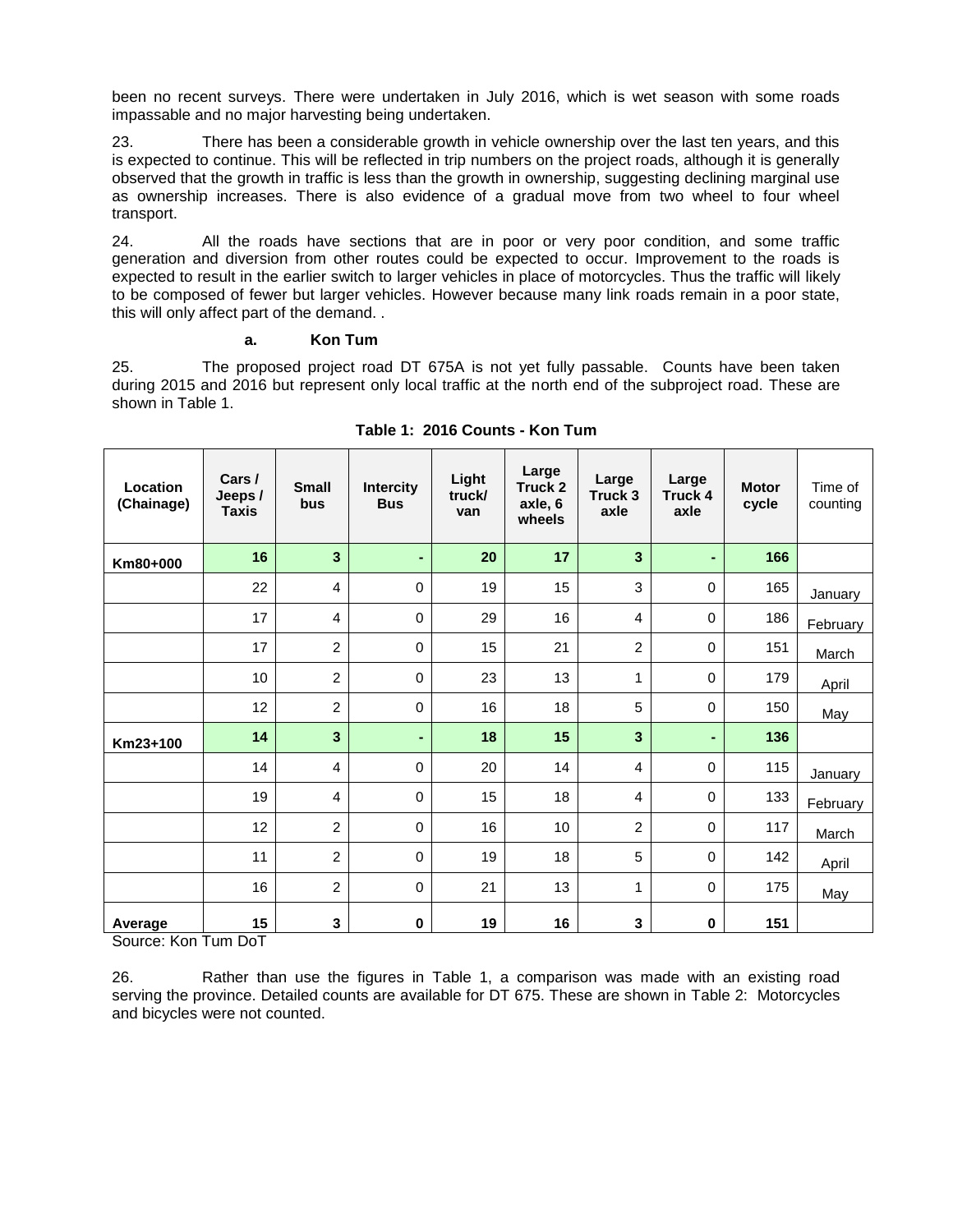been no recent surveys. There were undertaken in July 2016, which is wet season with some roads impassable and no major harvesting being undertaken.

23. There has been a considerable growth in vehicle ownership over the last ten years, and this is expected to continue. This will be reflected in trip numbers on the project roads, although it is generally observed that the growth in traffic is less than the growth in ownership, suggesting declining marginal use as ownership increases. There is also evidence of a gradual move from two wheel to four wheel transport.

24. All the roads have sections that are in poor or very poor condition, and some traffic generation and diversion from other routes could be expected to occur. Improvement to the roads is expected to result in the earlier switch to larger vehicles in place of motorcycles. Thus the traffic will likely to be composed of fewer but larger vehicles. However because many link roads remain in a poor state, this will only affect part of the demand. .

#### a. Kon Tum

25. The proposed project road DT 675A is not yet fully passable. Counts have been taken during 2015 and 2016 but represent only local traffic at the north end of the subproject road. These are shown in Table 1.

**Table 1: 2016 Counts - Kon Tum**

| Location (Chainage) | Cars / Jeeps / Taxis | Small bus | Intercity Bus | Light truck/ van | Large Truck 2 axle, 6 wheels | Large Truck 3 axle | Large Truck 4 axle | Motor cycle | Time of counting |
|---|---|---|---|---|---|---|---|---|---|
| **Km80+000** | **16** | **3** | **-** | **20** | **17** | **3** | **-** | **166** | |
| | 22 | 4 | 0 | 19 | 15 | 3 | 0 | 165 | January |
| | 17 | 4 | 0 | 29 | 16 | 4 | 0 | 186 | February |
| | 17 | 2 | 0 | 15 | 21 | 2 | 0 | 151 | March |
| | 10 | 2 | 0 | 23 | 13 | 1 | 0 | 179 | April |
| | 12 | 2 | 0 | 16 | 18 | 5 | 0 | 150 | May |
| **Km23+100** | **14** | **3** | **-** | **18** | **15** | **3** | **-** | **136** | |
| | 14 | 4 | 0 | 20 | 14 | 4 | 0 | 115 | January |
| | 19 | 4 | 0 | 15 | 18 | 4 | 0 | 133 | February |
| | 12 | 2 | 0 | 16 | 10 | 2 | 0 | 117 | March |
| | 11 | 2 | 0 | 19 | 18 | 5 | 0 | 142 | April |
| | 16 | 2 | 0 | 21 | 13 | 1 | 0 | 175 | May |
| **Average** | **15** | **3** | **0** | **19** | **16** | **3** | **0** | **151** | |

Source: Kon Tum DoT

26. Rather than use the figures in Table 1, a comparison was made with an existing road serving the province. Detailed counts are available for DT 675. These are shown in Table 2: Motorcycles and bicycles were not counted.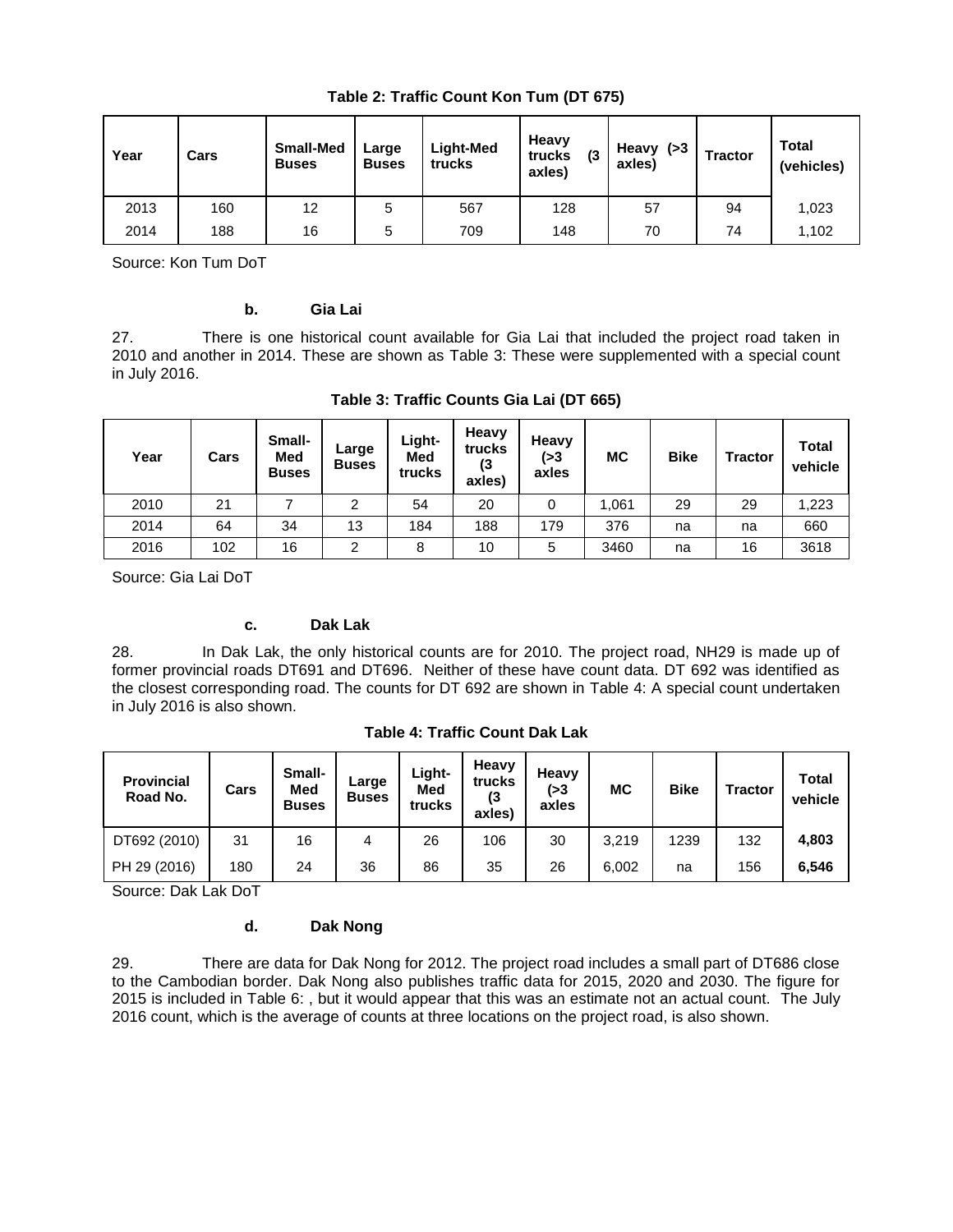**Table 2: Traffic Count Kon Tum (DT 675)**

| Year | Cars | Small-Med Buses | Large Buses | Light-Med trucks | Heavy trucks (3 axles) | Heavy (>3 axles) | Tractor | Total (vehicles) |
|---|---|---|---|---|---|---|---|---|
| 2013 | 160 | 12 | 5 | 567 | 128 | 57 | 94 | 1,023 |
| 2014 | 188 | 16 | 5 | 709 | 148 | 70 | 74 | 1,102 |

Source: Kon Tum DoT

### b. Gia Lai

27. There is one historical count available for Gia Lai that included the project road taken in 2010 and another in 2014. These are shown as Table 3: These were supplemented with a special count in July 2016.

**Table 3: Traffic Counts Gia Lai (DT 665)**

| Year | Cars | Small-Med Buses | Large Buses | Light-Med trucks | Heavy trucks (3 axles) | Heavy (>3 axles | MC | Bike | Tractor | Total vehicle |
|---|---|---|---|---|---|---|---|---|---|---|
| 2010 | 21 | 7 | 2 | 54 | 20 | 0 | 1,061 | 29 | 29 | 1,223 |
| 2014 | 64 | 34 | 13 | 184 | 188 | 179 | 376 | na | na | 660 |
| 2016 | 102 | 16 | 2 | 8 | 10 | 5 | 3460 | na | 16 | 3618 |

Source: Gia Lai DoT

### c. Dak Lak

28. In Dak Lak, the only historical counts are for 2010. The project road, NH29 is made up of former provincial roads DT691 and DT696. Neither of these have count data. DT 692 was identified as the closest corresponding road. The counts for DT 692 are shown in Table 4: A special count undertaken in July 2016 is also shown.

**Table 4: Traffic Count Dak Lak**

| Provincial Road No. | Cars | Small-Med Buses | Large Buses | Light-Med trucks | Heavy trucks (3 axles) | Heavy (>3 axles | MC | Bike | Tractor | Total vehicle |
|---|---|---|---|---|---|---|---|---|---|---|
| DT692 (2010) | 31 | 16 | 4 | 26 | 106 | 30 | 3,219 | 1239 | 132 | **4,803** |
| PH 29 (2016) | 180 | 24 | 36 | 86 | 35 | 26 | 6,002 | na | 156 | **6,546** |

Source: Dak Lak DoT

### d. Dak Nong

29. There are data for Dak Nong for 2012. The project road includes a small part of DT686 close to the Cambodian border. Dak Nong also publishes traffic data for 2015, 2020 and 2030. The figure for 2015 is included in Table 6: , but it would appear that this was an estimate not an actual count. The July 2016 count, which is the average of counts at three locations on the project road, is also shown.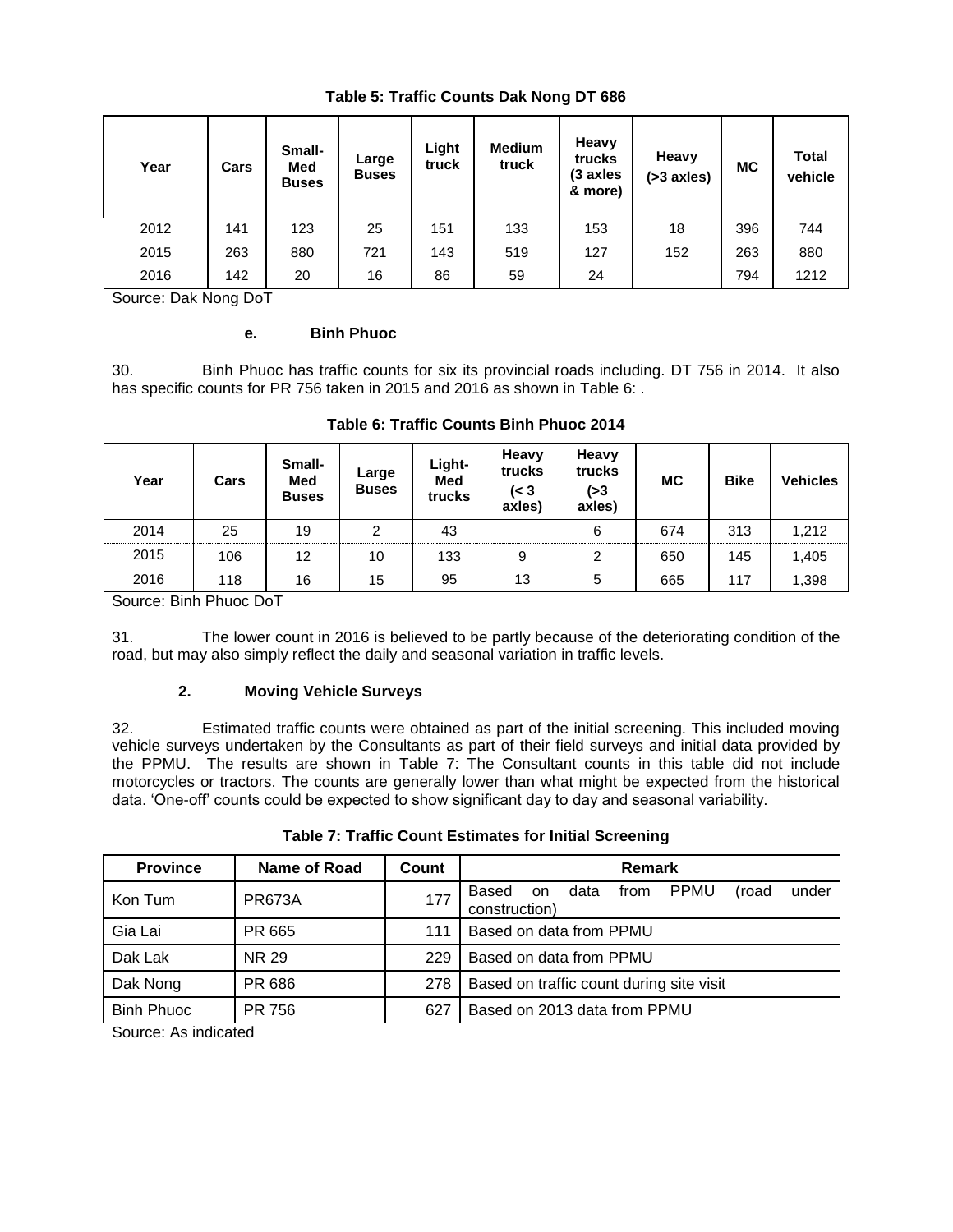**Table 5: Traffic Counts Dak Nong DT 686**

| Year | Cars | Small-Med Buses | Large Buses | Light truck | Medium truck | Heavy trucks (3 axles & more) | Heavy (>3 axles) | MC | Total vehicle |
|---|---|---|---|---|---|---|---|---|---|
| 2012 | 141 | 123 | 25 | 151 | 133 | 153 | 18 | 396 | 744 |
| 2015 | 263 | 880 | 721 | 143 | 519 | 127 | 152 | 263 | 880 |
| 2016 | 142 | 20 | 16 | 86 | 59 | 24 | | 794 | 1212 |

Source: Dak Nong DoT

#### e. Binh Phuoc

30. Binh Phuoc has traffic counts for six its provincial roads including. DT 756 in 2014. It also has specific counts for PR 756 taken in 2015 and 2016 as shown in Table 6: .

**Table 6: Traffic Counts Binh Phuoc 2014**

| Year | Cars | Small-Med Buses | Large Buses | Light-Med trucks | Heavy trucks (< 3 axles) | Heavy trucks (>3 axles) | MC | Bike | Vehicles |
|---|---|---|---|---|---|---|---|---|---|
| 2014 | 25 | 19 | 2 | 43 | | 6 | 674 | 313 | 1,212 |
| 2015 | 106 | 12 | 10 | 133 | 9 | 2 | 650 | 145 | 1,405 |
| 2016 | 118 | 16 | 15 | 95 | 13 | 5 | 665 | 117 | 1,398 |

Source: Binh Phuoc DoT

31. The lower count in 2016 is believed to be partly because of the deteriorating condition of the road, but may also simply reflect the daily and seasonal variation in traffic levels.

### 2. Moving Vehicle Surveys

32. Estimated traffic counts were obtained as part of the initial screening. This included moving vehicle surveys undertaken by the Consultants as part of their field surveys and initial data provided by the PPMU. The results are shown in Table 7: The Consultant counts in this table did not include motorcycles or tractors. The counts are generally lower than what might be expected from the historical data. 'One-off' counts could be expected to show significant day to day and seasonal variability.

**Table 7: Traffic Count Estimates for Initial Screening**

| Province | Name of Road | Count | Remark |
|---|---|---|---|
| Kon Tum | PR673A | 177 | Based on data from PPMU (road under construction) |
| Gia Lai | PR 665 | 111 | Based on data from PPMU |
| Dak Lak | NR 29 | 229 | Based on data from PPMU |
| Dak Nong | PR 686 | 278 | Based on traffic count during site visit |
| Binh Phuoc | PR 756 | 627 | Based on 2013 data from PPMU |

Source: As indicated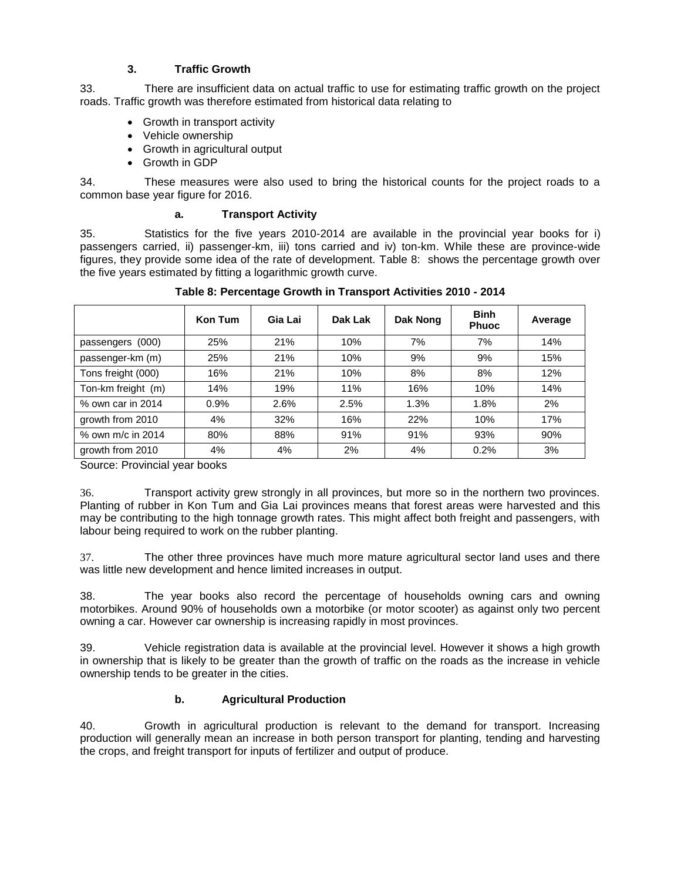### 3. Traffic Growth

33. There are insufficient data on actual traffic to use for estimating traffic growth on the project roads. Traffic growth was therefore estimated from historical data relating to

- Growth in transport activity
- Vehicle ownership
- Growth in agricultural output
- Growth in GDP

34. These measures were also used to bring the historical counts for the project roads to a common base year figure for 2016.

#### a. Transport Activity

35. Statistics for the five years 2010-2014 are available in the provincial year books for i) passengers carried, ii) passenger-km, iii) tons carried and iv) ton-km. While these are province-wide figures, they provide some idea of the rate of development. Table 8: shows the percentage growth over the five years estimated by fitting a logarithmic growth curve.

**Table 8: Percentage Growth in Transport Activities 2010 - 2014**

| | Kon Tum | Gia Lai | Dak Lak | Dak Nong | Binh Phuoc | Average |
|---|---|---|---|---|---|---|
| passengers (000) | 25% | 21% | 10% | 7% | 7% | 14% |
| passenger-km (m) | 25% | 21% | 10% | 9% | 9% | 15% |
| Tons freight (000) | 16% | 21% | 10% | 8% | 8% | 12% |
| Ton-km freight (m) | 14% | 19% | 11% | 16% | 10% | 14% |
| % own car in 2014 | 0.9% | 2.6% | 2.5% | 1.3% | 1.8% | 2% |
| growth from 2010 | 4% | 32% | 16% | 22% | 10% | 17% |
| % own m/c in 2014 | 80% | 88% | 91% | 91% | 93% | 90% |
| growth from 2010 | 4% | 4% | 2% | 4% | 0.2% | 3% |

Source: Provincial year books

36. Transport activity grew strongly in all provinces, but more so in the northern two provinces. Planting of rubber in Kon Tum and Gia Lai provinces means that forest areas were harvested and this may be contributing to the high tonnage growth rates. This might affect both freight and passengers, with labour being required to work on the rubber planting.

37. The other three provinces have much more mature agricultural sector land uses and there was little new development and hence limited increases in output.

38. The year books also record the percentage of households owning cars and owning motorbikes. Around 90% of households own a motorbike (or motor scooter) as against only two percent owning a car. However car ownership is increasing rapidly in most provinces.

39. Vehicle registration data is available at the provincial level. However it shows a high growth in ownership that is likely to be greater than the growth of traffic on the roads as the increase in vehicle ownership tends to be greater in the cities.

#### b. Agricultural Production

40. Growth in agricultural production is relevant to the demand for transport. Increasing production will generally mean an increase in both person transport for planting, tending and harvesting the crops, and freight transport for inputs of fertilizer and output of produce.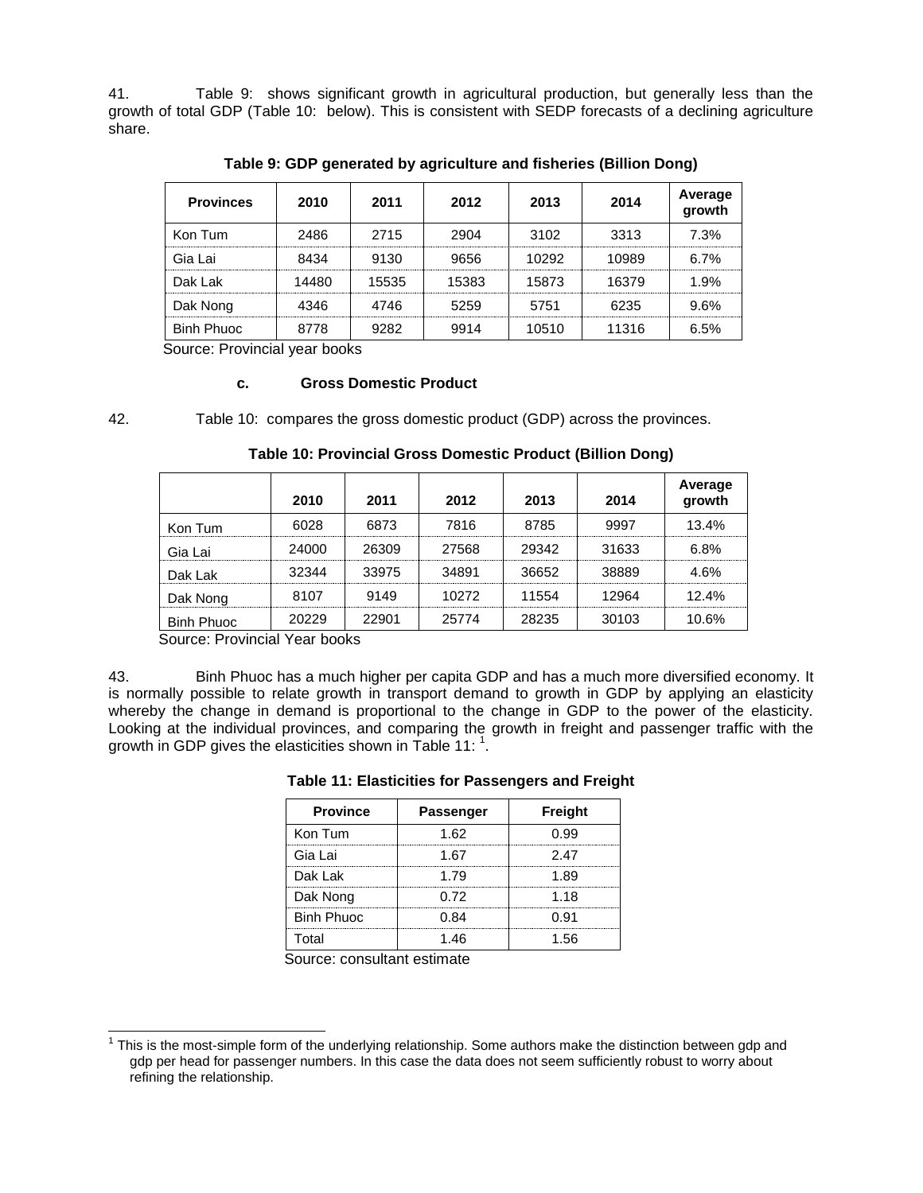41. Table 9: shows significant growth in agricultural production, but generally less than the growth of total GDP (Table 10: below). This is consistent with SEDP forecasts of a declining agriculture share.

**Table 9: GDP generated by agriculture and fisheries (Billion Dong)**

| Provinces | 2010 | 2011 | 2012 | 2013 | 2014 | Average growth |
|---|---|---|---|---|---|---|
| Kon Tum | 2486 | 2715 | 2904 | 3102 | 3313 | 7.3% |
| Gia Lai | 8434 | 9130 | 9656 | 10292 | 10989 | 6.7% |
| Dak Lak | 14480 | 15535 | 15383 | 15873 | 16379 | 1.9% |
| Dak Nong | 4346 | 4746 | 5259 | 5751 | 6235 | 9.6% |
| Binh Phuoc | 8778 | 9282 | 9914 | 10510 | 11316 | 6.5% |

Source: Provincial year books

### c. Gross Domestic Product

42. Table 10: compares the gross domestic product (GDP) across the provinces.

**Table 10: Provincial Gross Domestic Product (Billion Dong)**

| | 2010 | 2011 | 2012 | 2013 | 2014 | Average growth |
|---|---|---|---|---|---|---|
| Kon Tum | 6028 | 6873 | 7816 | 8785 | 9997 | 13.4% |
| Gia Lai | 24000 | 26309 | 27568 | 29342 | 31633 | 6.8% |
| Dak Lak | 32344 | 33975 | 34891 | 36652 | 38889 | 4.6% |
| Dak Nong | 8107 | 9149 | 10272 | 11554 | 12964 | 12.4% |
| Binh Phuoc | 20229 | 22901 | 25774 | 28235 | 30103 | 10.6% |

Source: Provincial Year books

43. Binh Phuoc has a much higher per capita GDP and has a much more diversified economy. It is normally possible to relate growth in transport demand to growth in GDP by applying an elasticity whereby the change in demand is proportional to the change in GDP to the power of the elasticity. Looking at the individual provinces, and comparing the growth in freight and passenger traffic with the growth in GDP gives the elasticities shown in Table 11: [1].

**Table 11: Elasticities for Passengers and Freight**

| Province | Passenger | Freight |
|---|---|---|
| Kon Tum | 1.62 | 0.99 |
| Gia Lai | 1.67 | 2.47 |
| Dak Lak | 1.79 | 1.89 |
| Dak Nong | 0.72 | 1.18 |
| Binh Phuoc | 0.84 | 0.91 |
| Total | 1.46 | 1.56 |

Source: consultant estimate

[1] This is the most-simple form of the underlying relationship. Some authors make the distinction between gdp and gdp per head for passenger numbers. In this case the data does not seem sufficiently robust to worry about refining the relationship.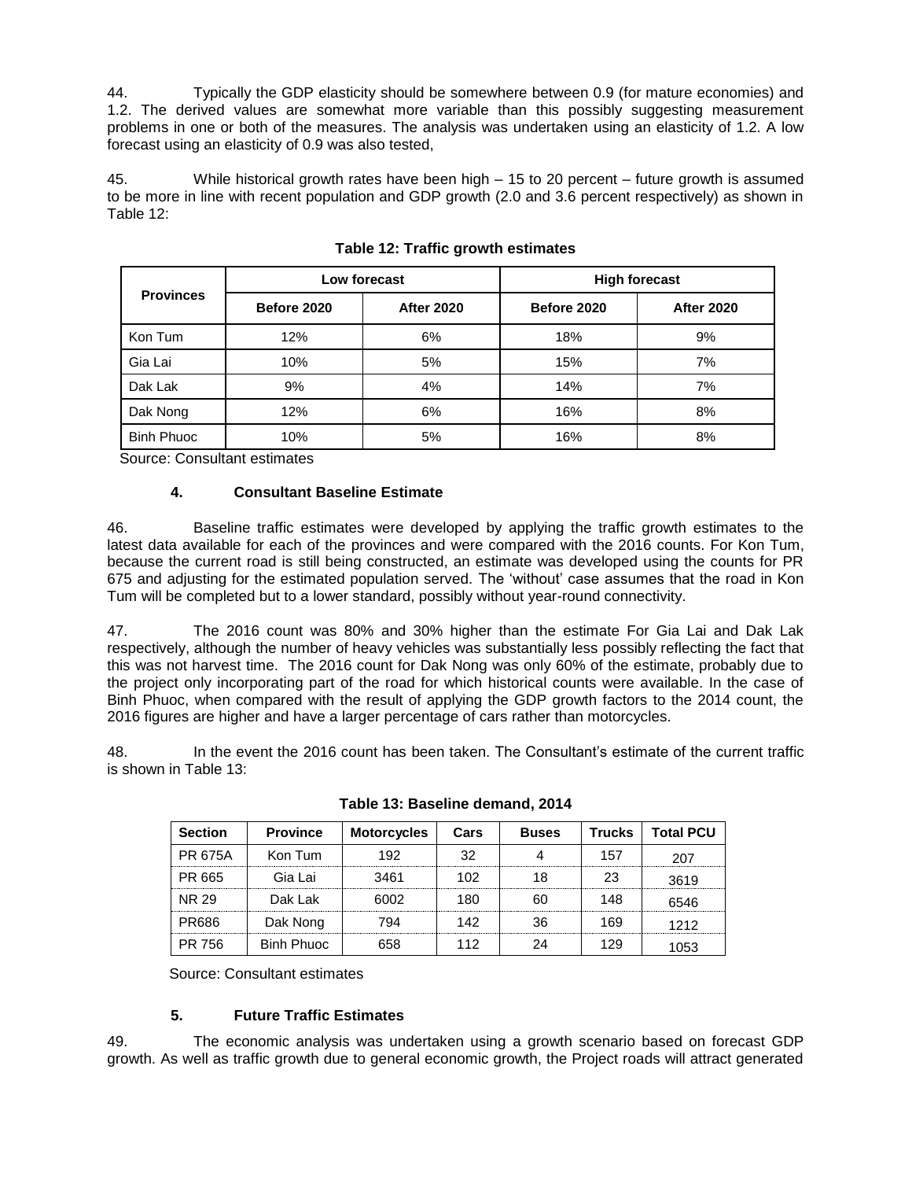44. Typically the GDP elasticity should be somewhere between 0.9 (for mature economies) and 1.2. The derived values are somewhat more variable than this possibly suggesting measurement problems in one or both of the measures. The analysis was undertaken using an elasticity of 1.2. A low forecast using an elasticity of 0.9 was also tested,

45. While historical growth rates have been high – 15 to 20 percent – future growth is assumed to be more in line with recent population and GDP growth (2.0 and 3.6 percent respectively) as shown in Table 12:

**Table 12: Traffic growth estimates**

| Provinces | Low forecast | | High forecast | |
|---|---|---|---|---|
| | Before 2020 | After 2020 | Before 2020 | After 2020 |
| Kon Tum | 12% | 6% | 18% | 9% |
| Gia Lai | 10% | 5% | 15% | 7% |
| Dak Lak | 9% | 4% | 14% | 7% |
| Dak Nong | 12% | 6% | 16% | 8% |
| Binh Phuoc | 10% | 5% | 16% | 8% |

Source: Consultant estimates

### 4. Consultant Baseline Estimate

46. Baseline traffic estimates were developed by applying the traffic growth estimates to the latest data available for each of the provinces and were compared with the 2016 counts. For Kon Tum, because the current road is still being constructed, an estimate was developed using the counts for PR 675 and adjusting for the estimated population served. The 'without' case assumes that the road in Kon Tum will be completed but to a lower standard, possibly without year-round connectivity.

47. The 2016 count was 80% and 30% higher than the estimate For Gia Lai and Dak Lak respectively, although the number of heavy vehicles was substantially less possibly reflecting the fact that this was not harvest time. The 2016 count for Dak Nong was only 60% of the estimate, probably due to the project only incorporating part of the road for which historical counts were available. In the case of Binh Phuoc, when compared with the result of applying the GDP growth factors to the 2014 count, the 2016 figures are higher and have a larger percentage of cars rather than motorcycles.

48. In the event the 2016 count has been taken. The Consultant's estimate of the current traffic is shown in Table 13:

**Table 13: Baseline demand, 2014**

| Section | Province | Motorcycles | Cars | Buses | Trucks | Total PCU |
|---|---|---|---|---|---|---|
| PR 675A | Kon Tum | 192 | 32 | 4 | 157 | 207 |
| PR 665 | Gia Lai | 3461 | 102 | 18 | 23 | 3619 |
| NR 29 | Dak Lak | 6002 | 180 | 60 | 148 | 6546 |
| PR686 | Dak Nong | 794 | 142 | 36 | 169 | 1212 |
| PR 756 | Binh Phuoc | 658 | 112 | 24 | 129 | 1053 |

Source: Consultant estimates

### 5. Future Traffic Estimates

49. The economic analysis was undertaken using a growth scenario based on forecast GDP growth. As well as traffic growth due to general economic growth, the Project roads will attract generated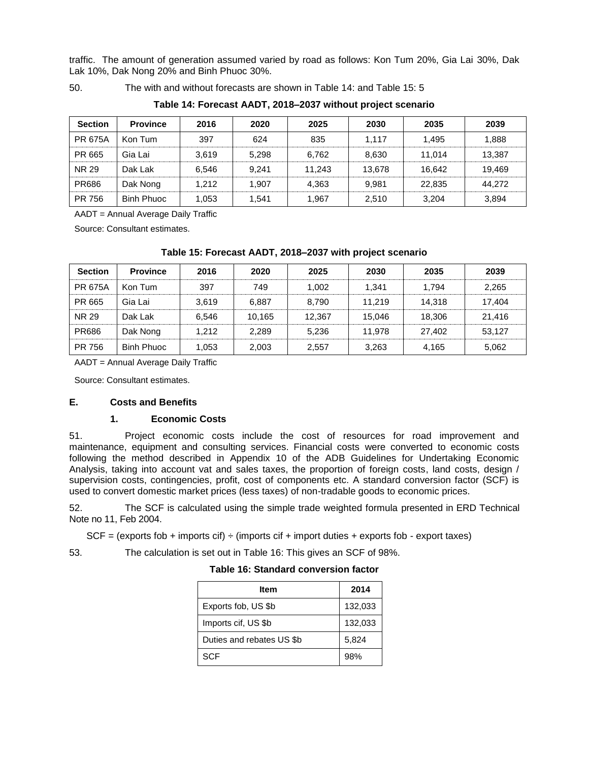traffic. The amount of generation assumed varied by road as follows: Kon Tum 20%, Gia Lai 30%, Dak Lak 10%, Dak Nong 20% and Binh Phuoc 30%.

50. The with and without forecasts are shown in Table 14: and Table 15: 5

**Table 14: Forecast AADT, 2018–2037 without project scenario**

| Section | Province | 2016 | 2020 | 2025 | 2030 | 2035 | 2039 |
|---|---|---|---|---|---|---|---|
| PR 675A | Kon Tum | 397 | 624 | 835 | 1,117 | 1,495 | 1,888 |
| PR 665 | Gia Lai | 3,619 | 5,298 | 6,762 | 8,630 | 11,014 | 13,387 |
| NR 29 | Dak Lak | 6,546 | 9,241 | 11,243 | 13,678 | 16,642 | 19,469 |
| PR686 | Dak Nong | 1,212 | 1,907 | 4,363 | 9,981 | 22,835 | 44,272 |
| PR 756 | Binh Phuoc | 1,053 | 1,541 | 1,967 | 2,510 | 3,204 | 3,894 |

AADT = Annual Average Daily Traffic

Source: Consultant estimates.

**Table 15: Forecast AADT, 2018–2037 with project scenario**

| Section | Province | 2016 | 2020 | 2025 | 2030 | 2035 | 2039 |
|---|---|---|---|---|---|---|---|
| PR 675A | Kon Tum | 397 | 749 | 1,002 | 1,341 | 1,794 | 2,265 |
| PR 665 | Gia Lai | 3,619 | 6,887 | 8,790 | 11,219 | 14,318 | 17,404 |
| NR 29 | Dak Lak | 6,546 | 10,165 | 12,367 | 15,046 | 18,306 | 21,416 |
| PR686 | Dak Nong | 1,212 | 2,289 | 5,236 | 11,978 | 27,402 | 53,127 |
| PR 756 | Binh Phuoc | 1,053 | 2,003 | 2,557 | 3,263 | 4,165 | 5,062 |

AADT = Annual Average Daily Traffic

Source: Consultant estimates.

## E. Costs and Benefits

### 1. Economic Costs

51. Project economic costs include the cost of resources for road improvement and maintenance, equipment and consulting services. Financial costs were converted to economic costs following the method described in Appendix 10 of the ADB Guidelines for Undertaking Economic Analysis, taking into account vat and sales taxes, the proportion of foreign costs, land costs, design / supervision costs, contingencies, profit, cost of components etc. A standard conversion factor (SCF) is used to convert domestic market prices (less taxes) of non-tradable goods to economic prices.

52. The SCF is calculated using the simple trade weighted formula presented in ERD Technical Note no 11, Feb 2004.

SCF = (exports fob + imports cif) ÷ (imports cif + import duties + exports fob - export taxes)

53. The calculation is set out in Table 16: This gives an SCF of 98%.

**Table 16: Standard conversion factor**

| Item | 2014 |
|---|---|
| Exports fob, US $b | 132,033 |
| Imports cif, US $b | 132,033 |
| Duties and rebates US $b | 5,824 |
| SCF | 98% |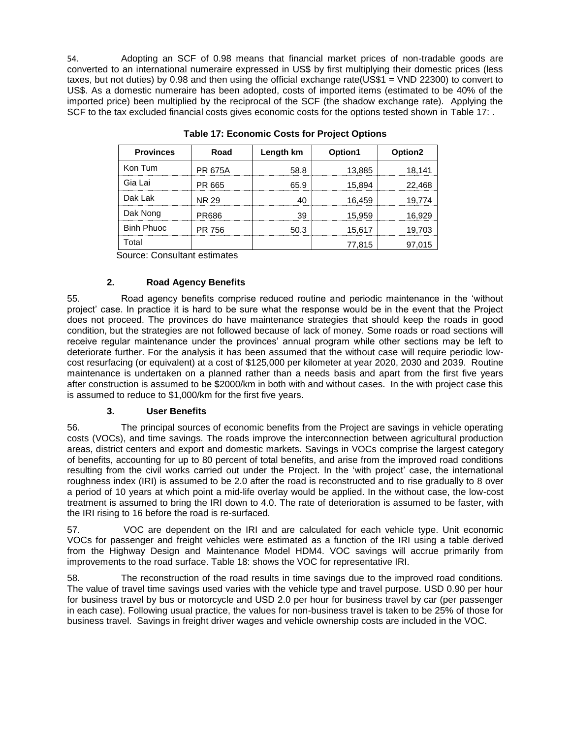54. Adopting an SCF of 0.98 means that financial market prices of non-tradable goods are converted to an international numeraire expressed in US$ by first multiplying their domestic prices (less taxes, but not duties) by 0.98 and then using the official exchange rate(US$1 = VND 22300) to convert to US$. As a domestic numeraire has been adopted, costs of imported items (estimated to be 40% of the imported price) been multiplied by the reciprocal of the SCF (the shadow exchange rate). Applying the SCF to the tax excluded financial costs gives economic costs for the options tested shown in Table 17: .

**Table 17: Economic Costs for Project Options**

| Provinces | Road | Length km | Option1 | Option2 |
|---|---|---|---|---|
| Kon Tum | PR 675A | 58.8 | 13,885 | 18,141 |
| Gia Lai | PR 665 | 65.9 | 15,894 | 22,468 |
| Dak Lak | NR 29 | 40 | 16,459 | 19,774 |
| Dak Nong | PR686 | 39 | 15,959 | 16,929 |
| Binh Phuoc | PR 756 | 50.3 | 15,617 | 19,703 |
| Total | | | 77,815 | 97,015 |

Source: Consultant estimates

### 2. Road Agency Benefits

55. Road agency benefits comprise reduced routine and periodic maintenance in the 'without project' case. In practice it is hard to be sure what the response would be in the event that the Project does not proceed. The provinces do have maintenance strategies that should keep the roads in good condition, but the strategies are not followed because of lack of money. Some roads or road sections will receive regular maintenance under the provinces' annual program while other sections may be left to deteriorate further. For the analysis it has been assumed that the without case will require periodic low-cost resurfacing (or equivalent) at a cost of $125,000 per kilometer at year 2020, 2030 and 2039. Routine maintenance is undertaken on a planned rather than a needs basis and apart from the first five years after construction is assumed to be $2000/km in both with and without cases. In the with project case this is assumed to reduce to $1,000/km for the first five years.

### 3. User Benefits

56. The principal sources of economic benefits from the Project are savings in vehicle operating costs (VOCs), and time savings. The roads improve the interconnection between agricultural production areas, district centers and export and domestic markets. Savings in VOCs comprise the largest category of benefits, accounting for up to 80 percent of total benefits, and arise from the improved road conditions resulting from the civil works carried out under the Project. In the 'with project' case, the international roughness index (IRI) is assumed to be 2.0 after the road is reconstructed and to rise gradually to 8 over a period of 10 years at which point a mid-life overlay would be applied. In the without case, the low-cost treatment is assumed to bring the IRI down to 4.0. The rate of deterioration is assumed to be faster, with the IRI rising to 16 before the road is re-surfaced.

57. VOC are dependent on the IRI and are calculated for each vehicle type. Unit economic VOCs for passenger and freight vehicles were estimated as a function of the IRI using a table derived from the Highway Design and Maintenance Model HDM4. VOC savings will accrue primarily from improvements to the road surface. Table 18: shows the VOC for representative IRI.

58. The reconstruction of the road results in time savings due to the improved road conditions. The value of travel time savings used varies with the vehicle type and travel purpose. USD 0.90 per hour for business travel by bus or motorcycle and USD 2.0 per hour for business travel by car (per passenger in each case). Following usual practice, the values for non-business travel is taken to be 25% of those for business travel. Savings in freight driver wages and vehicle ownership costs are included in the VOC.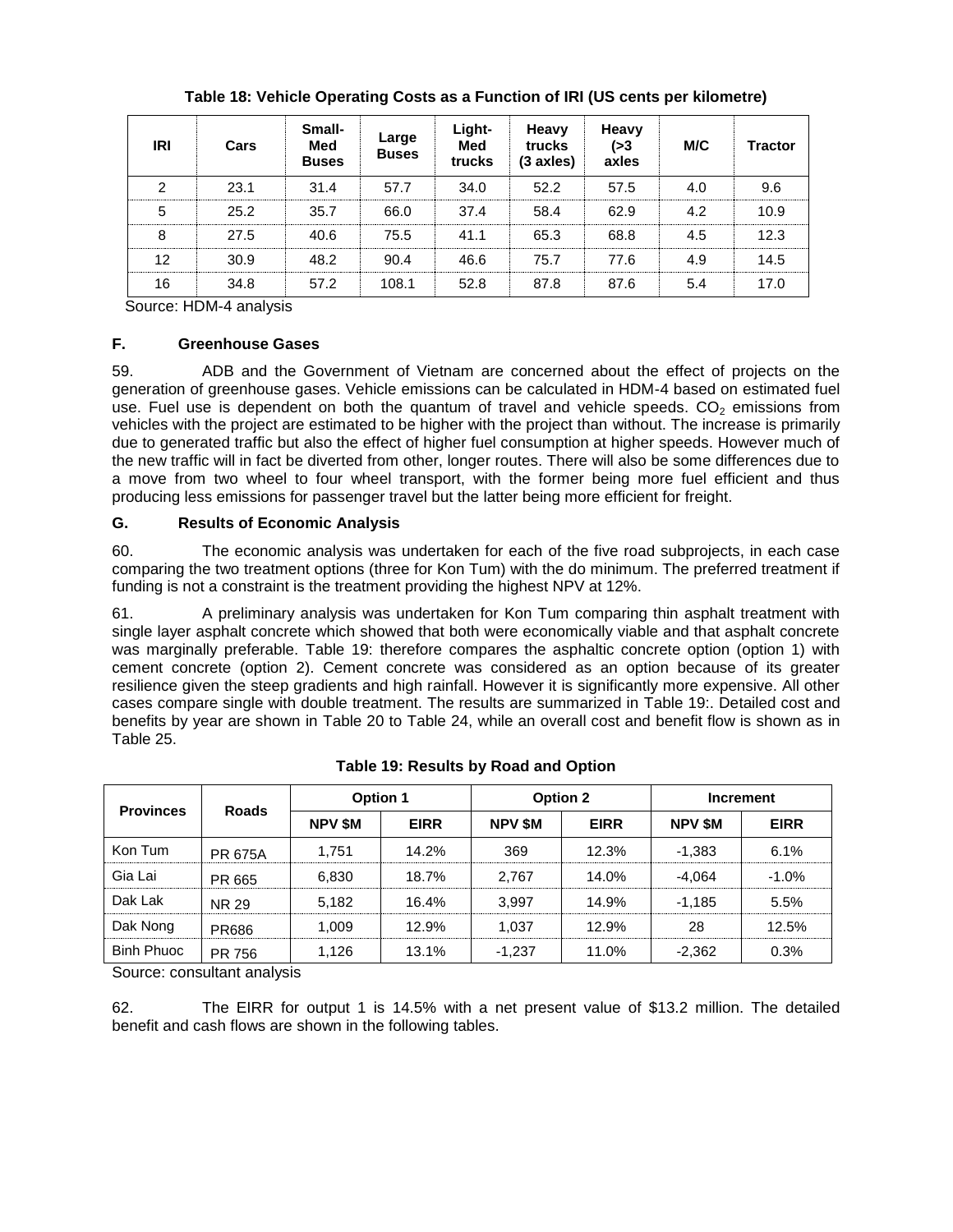**Table 18: Vehicle Operating Costs as a Function of IRI (US cents per kilometre)**

| IRI | Cars | Small-Med Buses | Large Buses | Light-Med trucks | Heavy trucks (3 axles) | Heavy (>3 axles | M/C | Tractor |
|---|---|---|---|---|---|---|---|---|
| 2 | 23.1 | 31.4 | 57.7 | 34.0 | 52.2 | 57.5 | 4.0 | 9.6 |
| 5 | 25.2 | 35.7 | 66.0 | 37.4 | 58.4 | 62.9 | 4.2 | 10.9 |
| 8 | 27.5 | 40.6 | 75.5 | 41.1 | 65.3 | 68.8 | 4.5 | 12.3 |
| 12 | 30.9 | 48.2 | 90.4 | 46.6 | 75.7 | 77.6 | 4.9 | 14.5 |
| 16 | 34.8 | 57.2 | 108.1 | 52.8 | 87.8 | 87.6 | 5.4 | 17.0 |

Source: HDM-4 analysis

### F. Greenhouse Gases

59. ADB and the Government of Vietnam are concerned about the effect of projects on the generation of greenhouse gases. Vehicle emissions can be calculated in HDM-4 based on estimated fuel use. Fuel use is dependent on both the quantum of travel and vehicle speeds. $CO_2$ emissions from vehicles with the project are estimated to be higher with the project than without. The increase is primarily due to generated traffic but also the effect of higher fuel consumption at higher speeds. However much of the new traffic will in fact be diverted from other, longer routes. There will also be some differences due to a move from two wheel to four wheel transport, with the former being more fuel efficient and thus producing less emissions for passenger travel but the latter being more efficient for freight.

### G. Results of Economic Analysis

60. The economic analysis was undertaken for each of the five road subprojects, in each case comparing the two treatment options (three for Kon Tum) with the do minimum. The preferred treatment if funding is not a constraint is the treatment providing the highest NPV at 12%.

61. A preliminary analysis was undertaken for Kon Tum comparing thin asphalt treatment with single layer asphalt concrete which showed that both were economically viable and that asphalt concrete was marginally preferable. Table 19: therefore compares the asphaltic concrete option (option 1) with cement concrete (option 2). Cement concrete was considered as an option because of its greater resilience given the steep gradients and high rainfall. However it is significantly more expensive. All other cases compare single with double treatment. The results are summarized in Table 19:. Detailed cost and benefits by year are shown in Table 20 to Table 24, while an overall cost and benefit flow is shown as in Table 25.

**Table 19: Results by Road and Option**

| Provinces | Roads | Option 1 | | Option 2 | | Increment | |
|---|---|---|---|---|---|---|---|
| | | NPV $M | EIRR | NPV $M | EIRR | NPV $M | EIRR |
| Kon Tum | PR 675A | 1,751 | 14.2% | 369 | 12.3% | -1,383 | 6.1% |
| Gia Lai | PR 665 | 6,830 | 18.7% | 2,767 | 14.0% | -4,064 | -1.0% |
| Dak Lak | NR 29 | 5,182 | 16.4% | 3,997 | 14.9% | -1,185 | 5.5% |
| Dak Nong | PR686 | 1,009 | 12.9% | 1,037 | 12.9% | 28 | 12.5% |
| Binh Phuoc | PR 756 | 1,126 | 13.1% | -1,237 | 11.0% | -2,362 | 0.3% |

Source: consultant analysis

62. The EIRR for output 1 is 14.5% with a net present value of $13.2 million. The detailed benefit and cash flows are shown in the following tables.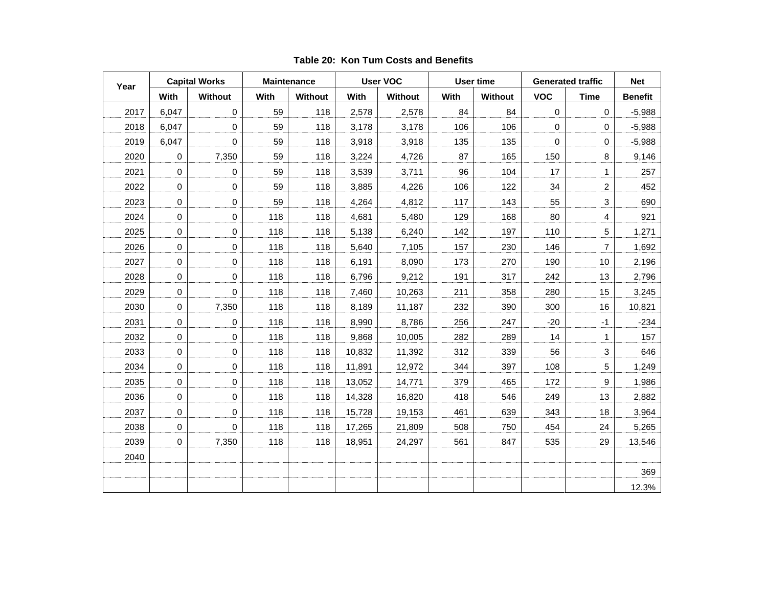**Table 20: Kon Tum Costs and Benefits**

| Year | Capital Works | | Maintenance | | User VOC | | User time | | Generated traffic | | Net |
|---|---|---|---|---|---|---|---|---|---|---|---|
| | With | Without | With | Without | With | Without | With | Without | VOC | Time | Benefit |
| 2017 | 6,047 | 0 | 59 | 118 | 2,578 | 2,578 | 84 | 84 | 0 | 0 | -5,988 |
| 2018 | 6,047 | 0 | 59 | 118 | 3,178 | 3,178 | 106 | 106 | 0 | 0 | -5,988 |
| 2019 | 6,047 | 0 | 59 | 118 | 3,918 | 3,918 | 135 | 135 | 0 | 0 | -5,988 |
| 2020 | 0 | 7,350 | 59 | 118 | 3,224 | 4,726 | 87 | 165 | 150 | 8 | 9,146 |
| 2021 | 0 | 0 | 59 | 118 | 3,539 | 3,711 | 96 | 104 | 17 | 1 | 257 |
| 2022 | 0 | 0 | 59 | 118 | 3,885 | 4,226 | 106 | 122 | 34 | 2 | 452 |
| 2023 | 0 | 0 | 59 | 118 | 4,264 | 4,812 | 117 | 143 | 55 | 3 | 690 |
| 2024 | 0 | 0 | 118 | 118 | 4,681 | 5,480 | 129 | 168 | 80 | 4 | 921 |
| 2025 | 0 | 0 | 118 | 118 | 5,138 | 6,240 | 142 | 197 | 110 | 5 | 1,271 |
| 2026 | 0 | 0 | 118 | 118 | 5,640 | 7,105 | 157 | 230 | 146 | 7 | 1,692 |
| 2027 | 0 | 0 | 118 | 118 | 6,191 | 8,090 | 173 | 270 | 190 | 10 | 2,196 |
| 2028 | 0 | 0 | 118 | 118 | 6,796 | 9,212 | 191 | 317 | 242 | 13 | 2,796 |
| 2029 | 0 | 0 | 118 | 118 | 7,460 | 10,263 | 211 | 358 | 280 | 15 | 3,245 |
| 2030 | 0 | 7,350 | 118 | 118 | 8,189 | 11,187 | 232 | 390 | 300 | 16 | 10,821 |
| 2031 | 0 | 0 | 118 | 118 | 8,990 | 8,786 | 256 | 247 | -20 | -1 | -234 |
| 2032 | 0 | 0 | 118 | 118 | 9,868 | 10,005 | 282 | 289 | 14 | 1 | 157 |
| 2033 | 0 | 0 | 118 | 118 | 10,832 | 11,392 | 312 | 339 | 56 | 3 | 646 |
| 2034 | 0 | 0 | 118 | 118 | 11,891 | 12,972 | 344 | 397 | 108 | 5 | 1,249 |
| 2035 | 0 | 0 | 118 | 118 | 13,052 | 14,771 | 379 | 465 | 172 | 9 | 1,986 |
| 2036 | 0 | 0 | 118 | 118 | 14,328 | 16,820 | 418 | 546 | 249 | 13 | 2,882 |
| 2037 | 0 | 0 | 118 | 118 | 15,728 | 19,153 | 461 | 639 | 343 | 18 | 3,964 |
| 2038 | 0 | 0 | 118 | 118 | 17,265 | 21,809 | 508 | 750 | 454 | 24 | 5,265 |
| 2039 | 0 | 7,350 | 118 | 118 | 18,951 | 24,297 | 561 | 847 | 535 | 29 | 13,546 |
| 2040 | | | | | | | | | | | |
| | | | | | | | | | | | 369 |
| | | | | | | | | | | | 12.3% |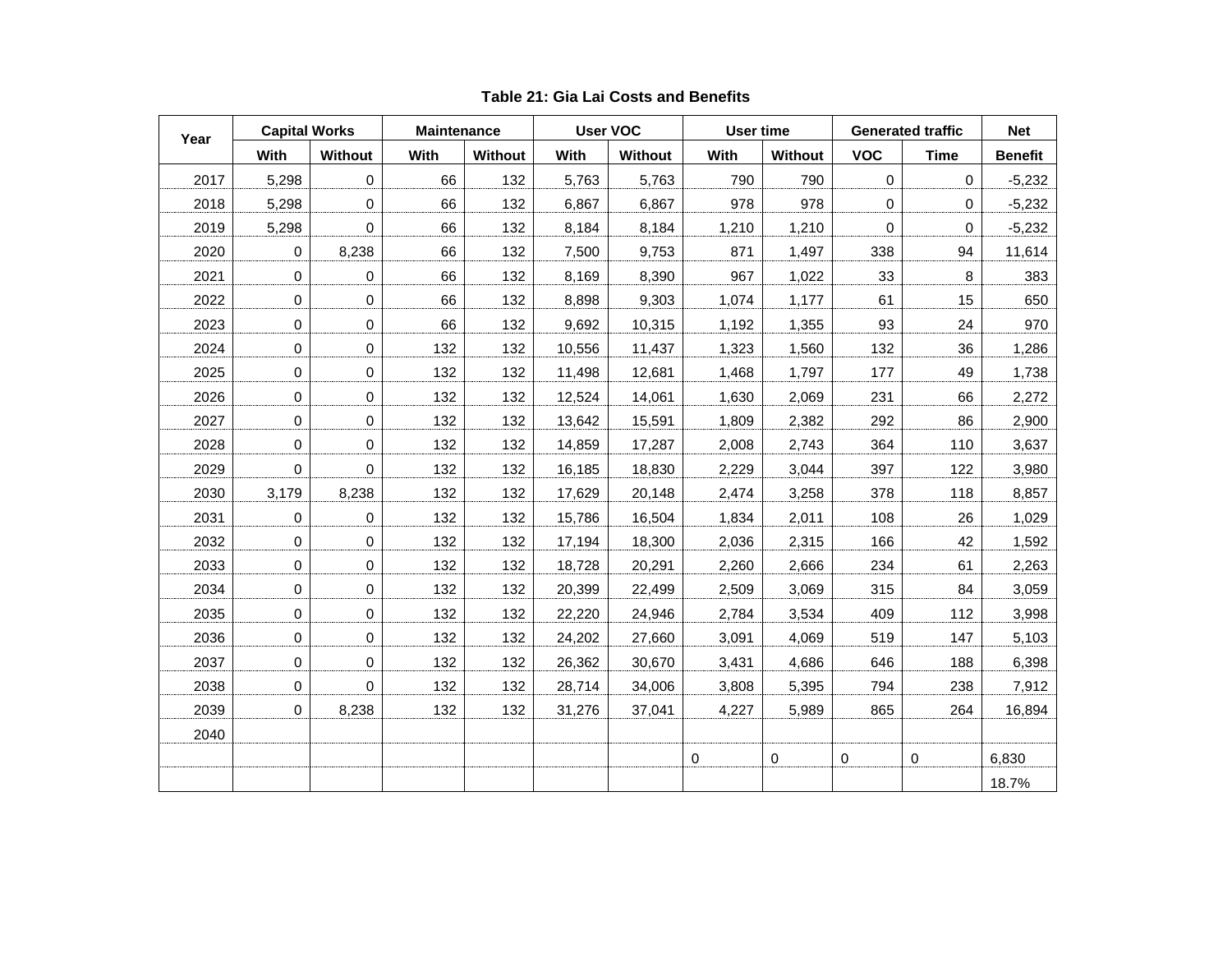**Table 21: Gia Lai Costs and Benefits**

| Year | Capital Works | | Maintenance | | User VOC | | User time | | Generated traffic | | Net |
|---|---|---|---|---|---|---|---|---|---|---|---|
| | With | Without | With | Without | With | Without | With | Without | VOC | Time | Benefit |
| 2017 | 5,298 | 0 | 66 | 132 | 5,763 | 5,763 | 790 | 790 | 0 | 0 | -5,232 |
| 2018 | 5,298 | 0 | 66 | 132 | 6,867 | 6,867 | 978 | 978 | 0 | 0 | -5,232 |
| 2019 | 5,298 | 0 | 66 | 132 | 8,184 | 8,184 | 1,210 | 1,210 | 0 | 0 | -5,232 |
| 2020 | 0 | 8,238 | 66 | 132 | 7,500 | 9,753 | 871 | 1,497 | 338 | 94 | 11,614 |
| 2021 | 0 | 0 | 66 | 132 | 8,169 | 8,390 | 967 | 1,022 | 33 | 8 | 383 |
| 2022 | 0 | 0 | 66 | 132 | 8,898 | 9,303 | 1,074 | 1,177 | 61 | 15 | 650 |
| 2023 | 0 | 0 | 66 | 132 | 9,692 | 10,315 | 1,192 | 1,355 | 93 | 24 | 970 |
| 2024 | 0 | 0 | 132 | 132 | 10,556 | 11,437 | 1,323 | 1,560 | 132 | 36 | 1,286 |
| 2025 | 0 | 0 | 132 | 132 | 11,498 | 12,681 | 1,468 | 1,797 | 177 | 49 | 1,738 |
| 2026 | 0 | 0 | 132 | 132 | 12,524 | 14,061 | 1,630 | 2,069 | 231 | 66 | 2,272 |
| 2027 | 0 | 0 | 132 | 132 | 13,642 | 15,591 | 1,809 | 2,382 | 292 | 86 | 2,900 |
| 2028 | 0 | 0 | 132 | 132 | 14,859 | 17,287 | 2,008 | 2,743 | 364 | 110 | 3,637 |
| 2029 | 0 | 0 | 132 | 132 | 16,185 | 18,830 | 2,229 | 3,044 | 397 | 122 | 3,980 |
| 2030 | 3,179 | 8,238 | 132 | 132 | 17,629 | 20,148 | 2,474 | 3,258 | 378 | 118 | 8,857 |
| 2031 | 0 | 0 | 132 | 132 | 15,786 | 16,504 | 1,834 | 2,011 | 108 | 26 | 1,029 |
| 2032 | 0 | 0 | 132 | 132 | 17,194 | 18,300 | 2,036 | 2,315 | 166 | 42 | 1,592 |
| 2033 | 0 | 0 | 132 | 132 | 18,728 | 20,291 | 2,260 | 2,666 | 234 | 61 | 2,263 |
| 2034 | 0 | 0 | 132 | 132 | 20,399 | 22,499 | 2,509 | 3,069 | 315 | 84 | 3,059 |
| 2035 | 0 | 0 | 132 | 132 | 22,220 | 24,946 | 2,784 | 3,534 | 409 | 112 | 3,998 |
| 2036 | 0 | 0 | 132 | 132 | 24,202 | 27,660 | 3,091 | 4,069 | 519 | 147 | 5,103 |
| 2037 | 0 | 0 | 132 | 132 | 26,362 | 30,670 | 3,431 | 4,686 | 646 | 188 | 6,398 |
| 2038 | 0 | 0 | 132 | 132 | 28,714 | 34,006 | 3,808 | 5,395 | 794 | 238 | 7,912 |
| 2039 | 0 | 8,238 | 132 | 132 | 31,276 | 37,041 | 4,227 | 5,989 | 865 | 264 | 16,894 |
| 2040 | | | | | | | | | | | |
| | | | | | | | 0 | 0 | 0 | 0 | 6,830 |
| | | | | | | | | | | | 18.7% |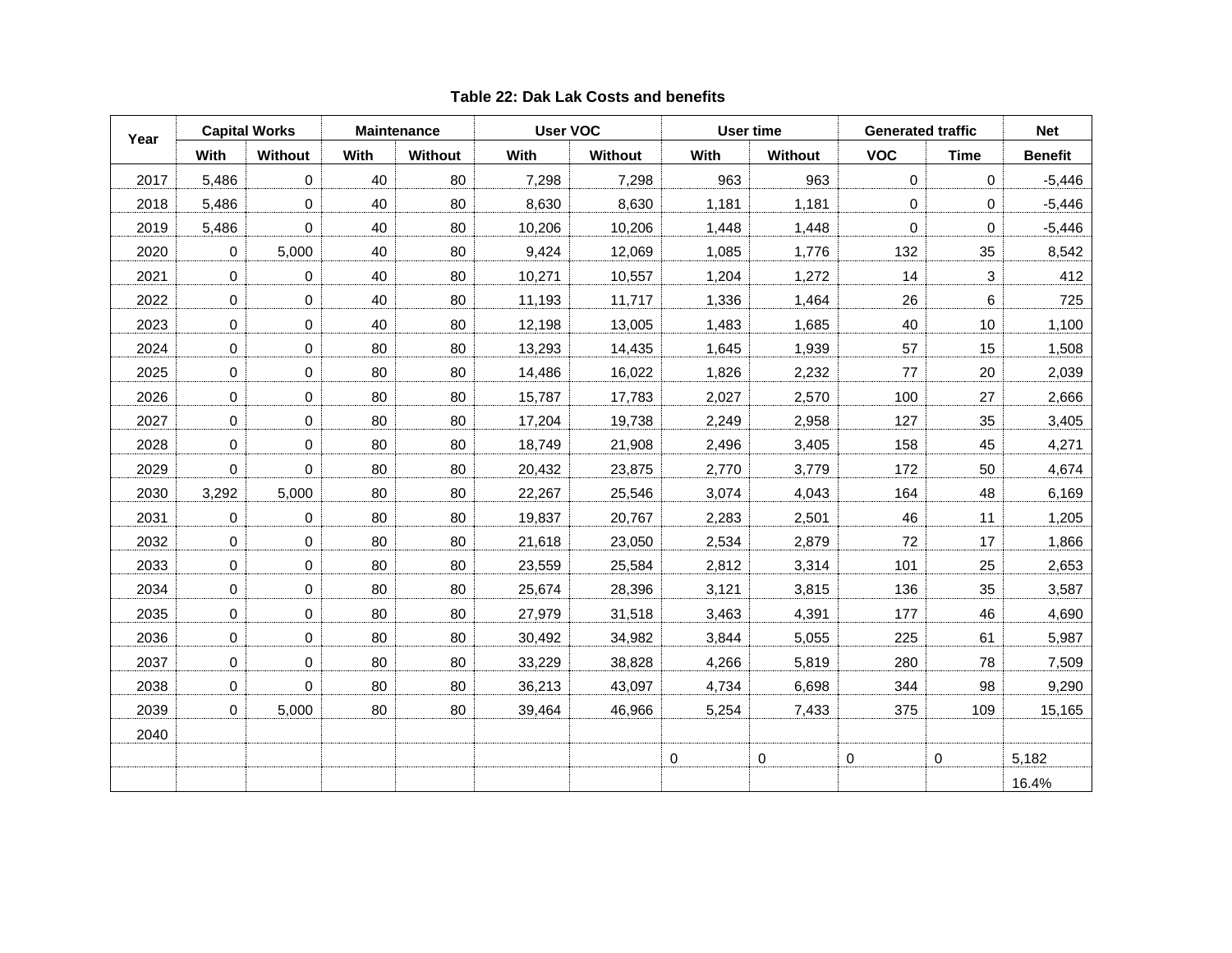**Table 22: Dak Lak Costs and benefits**

| Year | Capital Works | | Maintenance | | User VOC | | User time | | Generated traffic | | Net |
|---|---|---|---|---|---|---|---|---|---|---|---|
| | With | Without | With | Without | With | Without | With | Without | VOC | Time | Benefit |
| 2017 | 5,486 | 0 | 40 | 80 | 7,298 | 7,298 | 963 | 963 | 0 | 0 | -5,446 |
| 2018 | 5,486 | 0 | 40 | 80 | 8,630 | 8,630 | 1,181 | 1,181 | 0 | 0 | -5,446 |
| 2019 | 5,486 | 0 | 40 | 80 | 10,206 | 10,206 | 1,448 | 1,448 | 0 | 0 | -5,446 |
| 2020 | 0 | 5,000 | 40 | 80 | 9,424 | 12,069 | 1,085 | 1,776 | 132 | 35 | 8,542 |
| 2021 | 0 | 0 | 40 | 80 | 10,271 | 10,557 | 1,204 | 1,272 | 14 | 3 | 412 |
| 2022 | 0 | 0 | 40 | 80 | 11,193 | 11,717 | 1,336 | 1,464 | 26 | 6 | 725 |
| 2023 | 0 | 0 | 40 | 80 | 12,198 | 13,005 | 1,483 | 1,685 | 40 | 10 | 1,100 |
| 2024 | 0 | 0 | 80 | 80 | 13,293 | 14,435 | 1,645 | 1,939 | 57 | 15 | 1,508 |
| 2025 | 0 | 0 | 80 | 80 | 14,486 | 16,022 | 1,826 | 2,232 | 77 | 20 | 2,039 |
| 2026 | 0 | 0 | 80 | 80 | 15,787 | 17,783 | 2,027 | 2,570 | 100 | 27 | 2,666 |
| 2027 | 0 | 0 | 80 | 80 | 17,204 | 19,738 | 2,249 | 2,958 | 127 | 35 | 3,405 |
| 2028 | 0 | 0 | 80 | 80 | 18,749 | 21,908 | 2,496 | 3,405 | 158 | 45 | 4,271 |
| 2029 | 0 | 0 | 80 | 80 | 20,432 | 23,875 | 2,770 | 3,779 | 172 | 50 | 4,674 |
| 2030 | 3,292 | 5,000 | 80 | 80 | 22,267 | 25,546 | 3,074 | 4,043 | 164 | 48 | 6,169 |
| 2031 | 0 | 0 | 80 | 80 | 19,837 | 20,767 | 2,283 | 2,501 | 46 | 11 | 1,205 |
| 2032 | 0 | 0 | 80 | 80 | 21,618 | 23,050 | 2,534 | 2,879 | 72 | 17 | 1,866 |
| 2033 | 0 | 0 | 80 | 80 | 23,559 | 25,584 | 2,812 | 3,314 | 101 | 25 | 2,653 |
| 2034 | 0 | 0 | 80 | 80 | 25,674 | 28,396 | 3,121 | 3,815 | 136 | 35 | 3,587 |
| 2035 | 0 | 0 | 80 | 80 | 27,979 | 31,518 | 3,463 | 4,391 | 177 | 46 | 4,690 |
| 2036 | 0 | 0 | 80 | 80 | 30,492 | 34,982 | 3,844 | 5,055 | 225 | 61 | 5,987 |
| 2037 | 0 | 0 | 80 | 80 | 33,229 | 38,828 | 4,266 | 5,819 | 280 | 78 | 7,509 |
| 2038 | 0 | 0 | 80 | 80 | 36,213 | 43,097 | 4,734 | 6,698 | 344 | 98 | 9,290 |
| 2039 | 0 | 5,000 | 80 | 80 | 39,464 | 46,966 | 5,254 | 7,433 | 375 | 109 | 15,165 |
| 2040 | | | | | | | | | | | |
| | | | | | | | 0 | 0 | 0 | 0 | 5,182 |
| | | | | | | | | | | | 16.4% |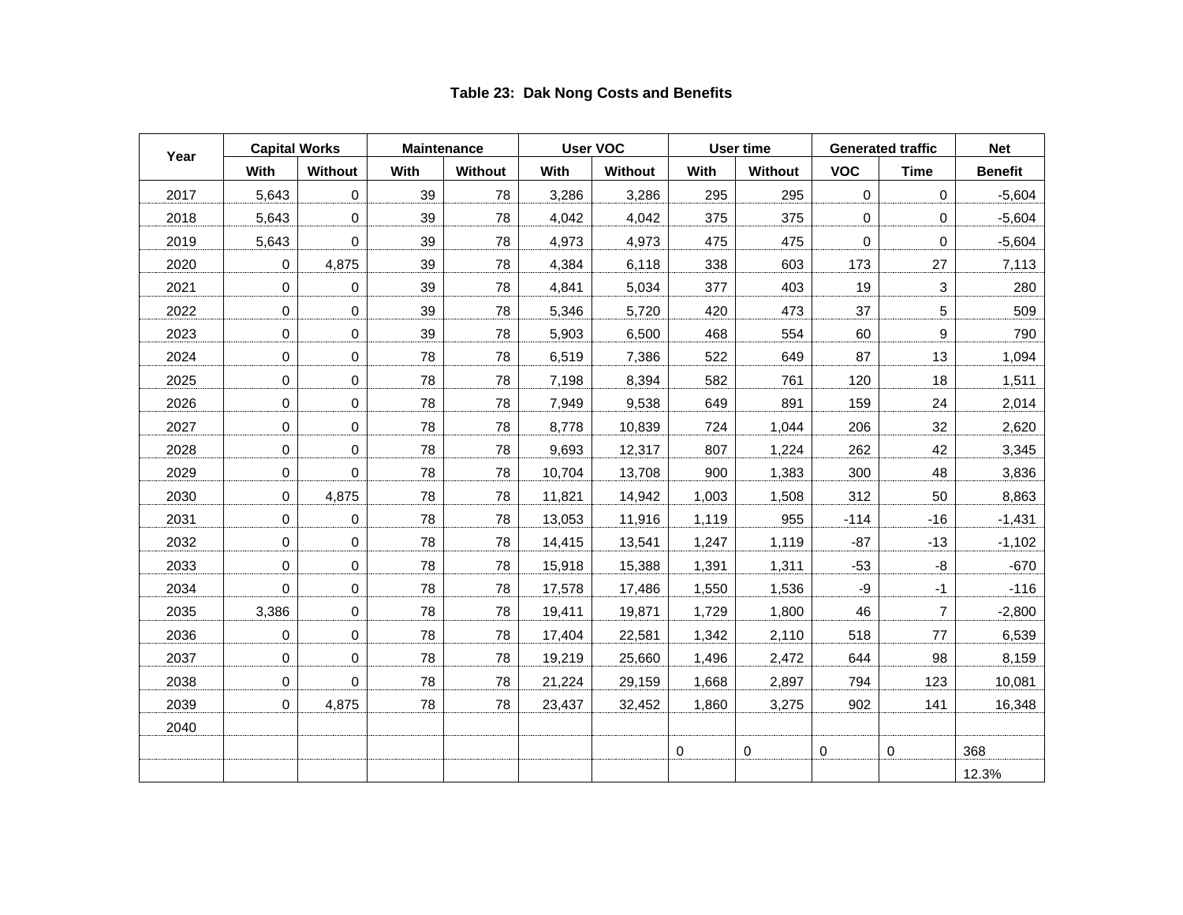**Table 23: Dak Nong Costs and Benefits**

| Year | Capital Works | | Maintenance | | User VOC | | User time | | Generated traffic | | Net |
|---|---|---|---|---|---|---|---|---|---|---|---|
| | With | Without | With | Without | With | Without | With | Without | VOC | Time | Benefit |
| 2017 | 5,643 | 0 | 39 | 78 | 3,286 | 3,286 | 295 | 295 | 0 | 0 | -5,604 |
| 2018 | 5,643 | 0 | 39 | 78 | 4,042 | 4,042 | 375 | 375 | 0 | 0 | -5,604 |
| 2019 | 5,643 | 0 | 39 | 78 | 4,973 | 4,973 | 475 | 475 | 0 | 0 | -5,604 |
| 2020 | 0 | 4,875 | 39 | 78 | 4,384 | 6,118 | 338 | 603 | 173 | 27 | 7,113 |
| 2021 | 0 | 0 | 39 | 78 | 4,841 | 5,034 | 377 | 403 | 19 | 3 | 280 |
| 2022 | 0 | 0 | 39 | 78 | 5,346 | 5,720 | 420 | 473 | 37 | 5 | 509 |
| 2023 | 0 | 0 | 39 | 78 | 5,903 | 6,500 | 468 | 554 | 60 | 9 | 790 |
| 2024 | 0 | 0 | 78 | 78 | 6,519 | 7,386 | 522 | 649 | 87 | 13 | 1,094 |
| 2025 | 0 | 0 | 78 | 78 | 7,198 | 8,394 | 582 | 761 | 120 | 18 | 1,511 |
| 2026 | 0 | 0 | 78 | 78 | 7,949 | 9,538 | 649 | 891 | 159 | 24 | 2,014 |
| 2027 | 0 | 0 | 78 | 78 | 8,778 | 10,839 | 724 | 1,044 | 206 | 32 | 2,620 |
| 2028 | 0 | 0 | 78 | 78 | 9,693 | 12,317 | 807 | 1,224 | 262 | 42 | 3,345 |
| 2029 | 0 | 0 | 78 | 78 | 10,704 | 13,708 | 900 | 1,383 | 300 | 48 | 3,836 |
| 2030 | 0 | 4,875 | 78 | 78 | 11,821 | 14,942 | 1,003 | 1,508 | 312 | 50 | 8,863 |
| 2031 | 0 | 0 | 78 | 78 | 13,053 | 11,916 | 1,119 | 955 | -114 | -16 | -1,431 |
| 2032 | 0 | 0 | 78 | 78 | 14,415 | 13,541 | 1,247 | 1,119 | -87 | -13 | -1,102 |
| 2033 | 0 | 0 | 78 | 78 | 15,918 | 15,388 | 1,391 | 1,311 | -53 | -8 | -670 |
| 2034 | 0 | 0 | 78 | 78 | 17,578 | 17,486 | 1,550 | 1,536 | -9 | -1 | -116 |
| 2035 | 3,386 | 0 | 78 | 78 | 19,411 | 19,871 | 1,729 | 1,800 | 46 | 7 | -2,800 |
| 2036 | 0 | 0 | 78 | 78 | 17,404 | 22,581 | 1,342 | 2,110 | 518 | 77 | 6,539 |
| 2037 | 0 | 0 | 78 | 78 | 19,219 | 25,660 | 1,496 | 2,472 | 644 | 98 | 8,159 |
| 2038 | 0 | 0 | 78 | 78 | 21,224 | 29,159 | 1,668 | 2,897 | 794 | 123 | 10,081 |
| 2039 | 0 | 4,875 | 78 | 78 | 23,437 | 32,452 | 1,860 | 3,275 | 902 | 141 | 16,348 |
| 2040 | | | | | | | | | | | |
| | | | | | | | 0 | 0 | 0 | 0 | 368 |
| | | | | | | | | | | | 12.3% |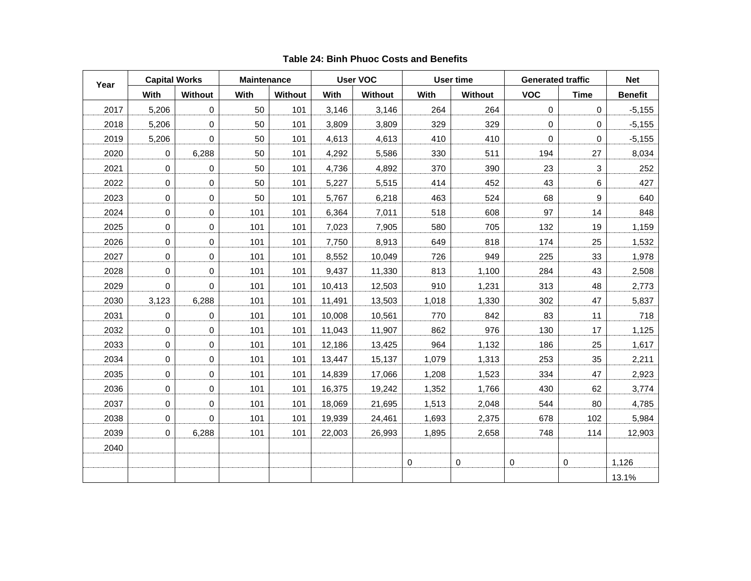**Table 24: Binh Phuoc Costs and Benefits**

| Year | Capital Works | | Maintenance | | User VOC | | User time | | Generated traffic | | Net |
|---|---|---|---|---|---|---|---|---|---|---|---|
| | With | Without | With | Without | With | Without | With | Without | VOC | Time | Benefit |
| 2017 | 5,206 | 0 | 50 | 101 | 3,146 | 3,146 | 264 | 264 | 0 | 0 | -5,155 |
| 2018 | 5,206 | 0 | 50 | 101 | 3,809 | 3,809 | 329 | 329 | 0 | 0 | -5,155 |
| 2019 | 5,206 | 0 | 50 | 101 | 4,613 | 4,613 | 410 | 410 | 0 | 0 | -5,155 |
| 2020 | 0 | 6,288 | 50 | 101 | 4,292 | 5,586 | 330 | 511 | 194 | 27 | 8,034 |
| 2021 | 0 | 0 | 50 | 101 | 4,736 | 4,892 | 370 | 390 | 23 | 3 | 252 |
| 2022 | 0 | 0 | 50 | 101 | 5,227 | 5,515 | 414 | 452 | 43 | 6 | 427 |
| 2023 | 0 | 0 | 50 | 101 | 5,767 | 6,218 | 463 | 524 | 68 | 9 | 640 |
| 2024 | 0 | 0 | 101 | 101 | 6,364 | 7,011 | 518 | 608 | 97 | 14 | 848 |
| 2025 | 0 | 0 | 101 | 101 | 7,023 | 7,905 | 580 | 705 | 132 | 19 | 1,159 |
| 2026 | 0 | 0 | 101 | 101 | 7,750 | 8,913 | 649 | 818 | 174 | 25 | 1,532 |
| 2027 | 0 | 0 | 101 | 101 | 8,552 | 10,049 | 726 | 949 | 225 | 33 | 1,978 |
| 2028 | 0 | 0 | 101 | 101 | 9,437 | 11,330 | 813 | 1,100 | 284 | 43 | 2,508 |
| 2029 | 0 | 0 | 101 | 101 | 10,413 | 12,503 | 910 | 1,231 | 313 | 48 | 2,773 |
| 2030 | 3,123 | 6,288 | 101 | 101 | 11,491 | 13,503 | 1,018 | 1,330 | 302 | 47 | 5,837 |
| 2031 | 0 | 0 | 101 | 101 | 10,008 | 10,561 | 770 | 842 | 83 | 11 | 718 |
| 2032 | 0 | 0 | 101 | 101 | 11,043 | 11,907 | 862 | 976 | 130 | 17 | 1,125 |
| 2033 | 0 | 0 | 101 | 101 | 12,186 | 13,425 | 964 | 1,132 | 186 | 25 | 1,617 |
| 2034 | 0 | 0 | 101 | 101 | 13,447 | 15,137 | 1,079 | 1,313 | 253 | 35 | 2,211 |
| 2035 | 0 | 0 | 101 | 101 | 14,839 | 17,066 | 1,208 | 1,523 | 334 | 47 | 2,923 |
| 2036 | 0 | 0 | 101 | 101 | 16,375 | 19,242 | 1,352 | 1,766 | 430 | 62 | 3,774 |
| 2037 | 0 | 0 | 101 | 101 | 18,069 | 21,695 | 1,513 | 2,048 | 544 | 80 | 4,785 |
| 2038 | 0 | 0 | 101 | 101 | 19,939 | 24,461 | 1,693 | 2,375 | 678 | 102 | 5,984 |
| 2039 | 0 | 6,288 | 101 | 101 | 22,003 | 26,993 | 1,895 | 2,658 | 748 | 114 | 12,903 |
| 2040 | | | | | | | | | | | |
| | | | | | | | 0 | 0 | 0 | 0 | 1,126 |
| | | | | | | | | | | | 13.1% |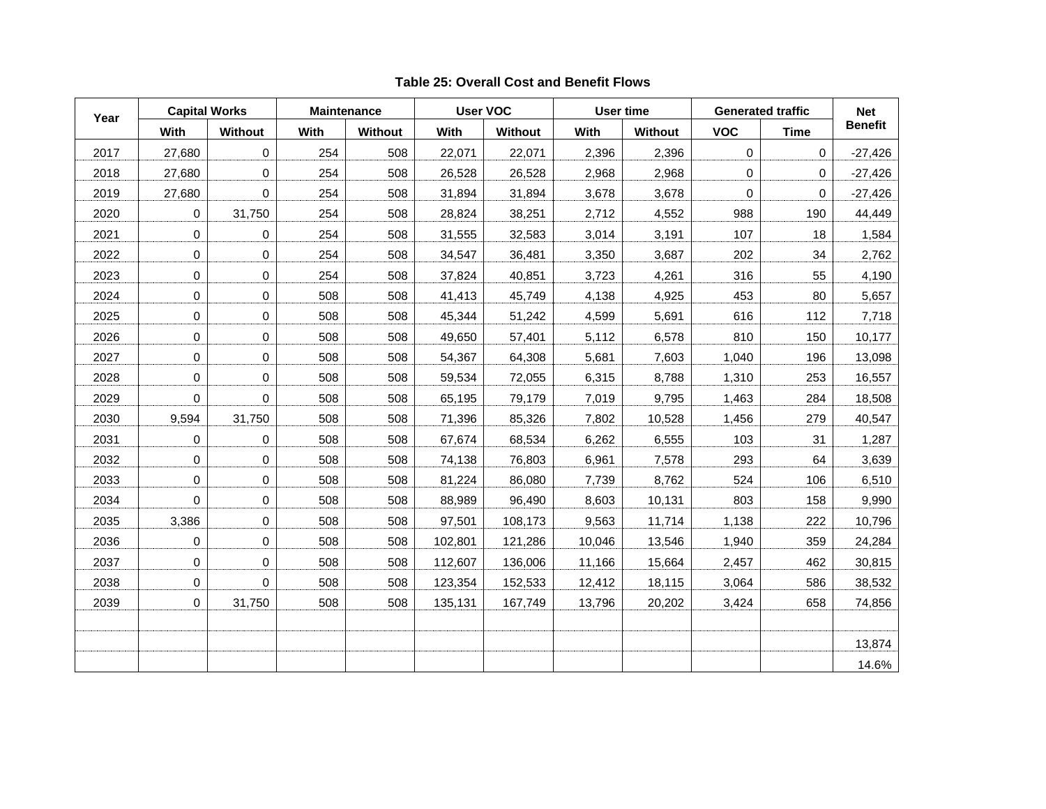**Table 25: Overall Cost and Benefit Flows**

| Year | Capital Works | | Maintenance | | User VOC | | User time | | Generated traffic | | Net Benefit |
|---|---|---|---|---|---|---|---|---|---|---|---|
| | With | Without | With | Without | With | Without | With | Without | VOC | Time | |
| 2017 | 27,680 | 0 | 254 | 508 | 22,071 | 22,071 | 2,396 | 2,396 | 0 | 0 | -27,426 |
| 2018 | 27,680 | 0 | 254 | 508 | 26,528 | 26,528 | 2,968 | 2,968 | 0 | 0 | -27,426 |
| 2019 | 27,680 | 0 | 254 | 508 | 31,894 | 31,894 | 3,678 | 3,678 | 0 | 0 | -27,426 |
| 2020 | 0 | 31,750 | 254 | 508 | 28,824 | 38,251 | 2,712 | 4,552 | 988 | 190 | 44,449 |
| 2021 | 0 | 0 | 254 | 508 | 31,555 | 32,583 | 3,014 | 3,191 | 107 | 18 | 1,584 |
| 2022 | 0 | 0 | 254 | 508 | 34,547 | 36,481 | 3,350 | 3,687 | 202 | 34 | 2,762 |
| 2023 | 0 | 0 | 254 | 508 | 37,824 | 40,851 | 3,723 | 4,261 | 316 | 55 | 4,190 |
| 2024 | 0 | 0 | 508 | 508 | 41,413 | 45,749 | 4,138 | 4,925 | 453 | 80 | 5,657 |
| 2025 | 0 | 0 | 508 | 508 | 45,344 | 51,242 | 4,599 | 5,691 | 616 | 112 | 7,718 |
| 2026 | 0 | 0 | 508 | 508 | 49,650 | 57,401 | 5,112 | 6,578 | 810 | 150 | 10,177 |
| 2027 | 0 | 0 | 508 | 508 | 54,367 | 64,308 | 5,681 | 7,603 | 1,040 | 196 | 13,098 |
| 2028 | 0 | 0 | 508 | 508 | 59,534 | 72,055 | 6,315 | 8,788 | 1,310 | 253 | 16,557 |
| 2029 | 0 | 0 | 508 | 508 | 65,195 | 79,179 | 7,019 | 9,795 | 1,463 | 284 | 18,508 |
| 2030 | 9,594 | 31,750 | 508 | 508 | 71,396 | 85,326 | 7,802 | 10,528 | 1,456 | 279 | 40,547 |
| 2031 | 0 | 0 | 508 | 508 | 67,674 | 68,534 | 6,262 | 6,555 | 103 | 31 | 1,287 |
| 2032 | 0 | 0 | 508 | 508 | 74,138 | 76,803 | 6,961 | 7,578 | 293 | 64 | 3,639 |
| 2033 | 0 | 0 | 508 | 508 | 81,224 | 86,080 | 7,739 | 8,762 | 524 | 106 | 6,510 |
| 2034 | 0 | 0 | 508 | 508 | 88,989 | 96,490 | 8,603 | 10,131 | 803 | 158 | 9,990 |
| 2035 | 3,386 | 0 | 508 | 508 | 97,501 | 108,173 | 9,563 | 11,714 | 1,138 | 222 | 10,796 |
| 2036 | 0 | 0 | 508 | 508 | 102,801 | 121,286 | 10,046 | 13,546 | 1,940 | 359 | 24,284 |
| 2037 | 0 | 0 | 508 | 508 | 112,607 | 136,006 | 11,166 | 15,664 | 2,457 | 462 | 30,815 |
| 2038 | 0 | 0 | 508 | 508 | 123,354 | 152,533 | 12,412 | 18,115 | 3,064 | 586 | 38,532 |
| 2039 | 0 | 31,750 | 508 | 508 | 135,131 | 167,749 | 13,796 | 20,202 | 3,424 | 658 | 74,856 |
| | | | | | | | | | | | |
| | | | | | | | | | | | 13,874 |
| | | | | | | | | | | | 14.6% |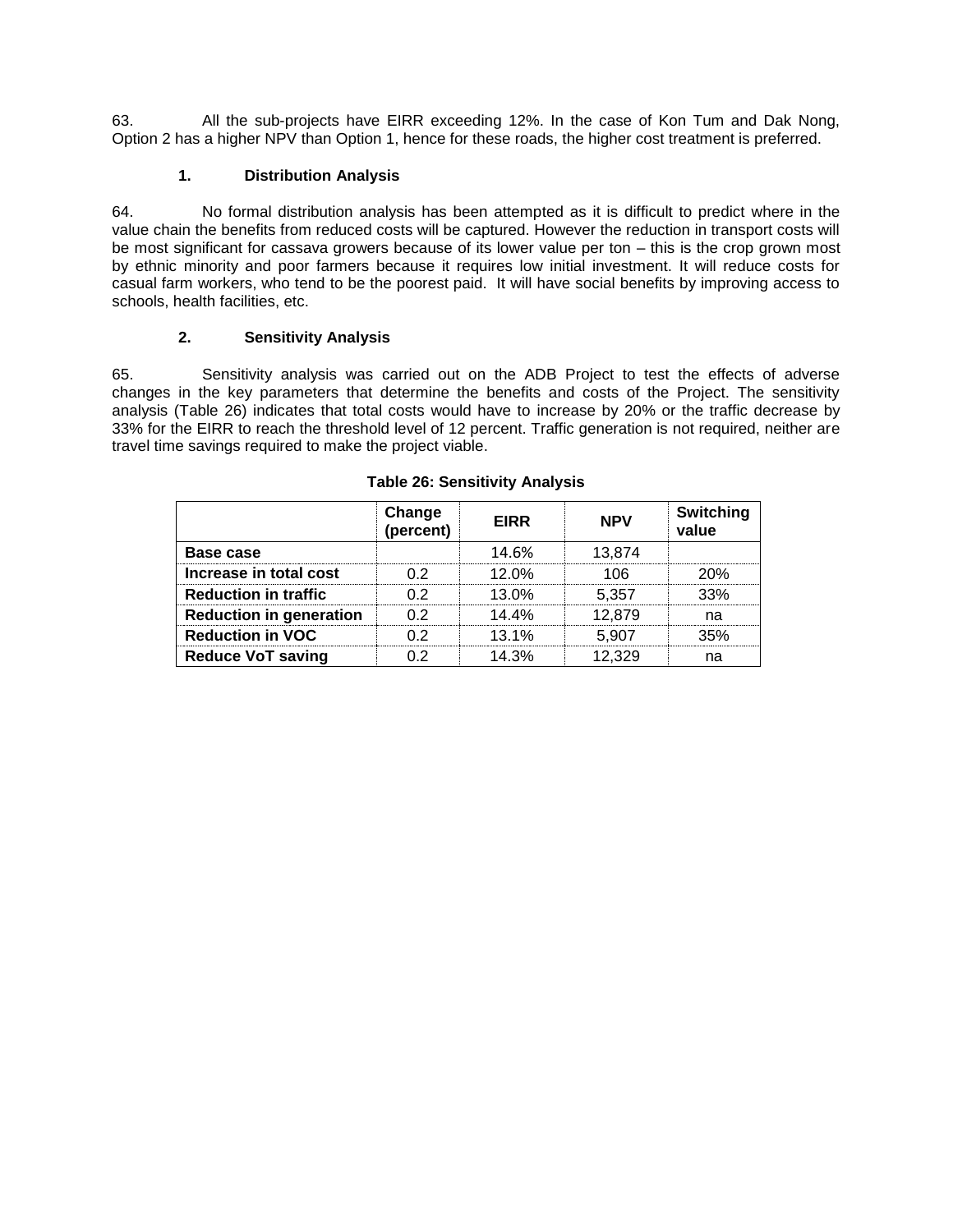63. All the sub-projects have EIRR exceeding 12%. In the case of Kon Tum and Dak Nong, Option 2 has a higher NPV than Option 1, hence for these roads, the higher cost treatment is preferred.

### 1. Distribution Analysis

64. No formal distribution analysis has been attempted as it is difficult to predict where in the value chain the benefits from reduced costs will be captured. However the reduction in transport costs will be most significant for cassava growers because of its lower value per ton – this is the crop grown most by ethnic minority and poor farmers because it requires low initial investment. It will reduce costs for casual farm workers, who tend to be the poorest paid. It will have social benefits by improving access to schools, health facilities, etc.

### 2. Sensitivity Analysis

65. Sensitivity analysis was carried out on the ADB Project to test the effects of adverse changes in the key parameters that determine the benefits and costs of the Project. The sensitivity analysis (Table 26) indicates that total costs would have to increase by 20% or the traffic decrease by 33% for the EIRR to reach the threshold level of 12 percent. Traffic generation is not required, neither are travel time savings required to make the project viable.

**Table 26: Sensitivity Analysis**

| | Change (percent) | EIRR | NPV | Switching value |
|---|---|---|---|---|
| **Base case** | | 14.6% | 13,874 | |
| **Increase in total cost** | 0.2 | 12.0% | 106 | 20% |
| **Reduction in traffic** | 0.2 | 13.0% | 5,357 | 33% |
| **Reduction in generation** | 0.2 | 14.4% | 12,879 | na |
| **Reduction in VOC** | 0.2 | 13.1% | 5,907 | 35% |
| **Reduce VoT saving** | 0.2 | 14.3% | 12,329 | na |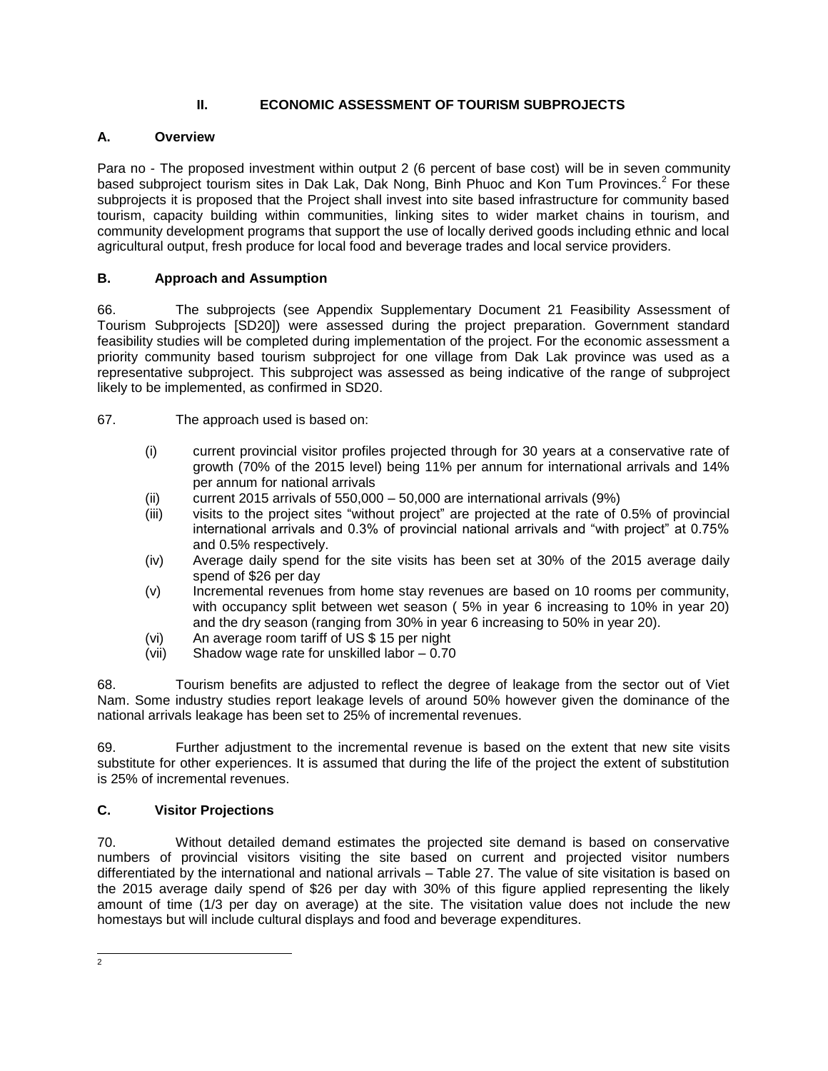## II. ECONOMIC ASSESSMENT OF TOURISM SUBPROJECTS

### A. Overview

Para no - The proposed investment within output 2 (6 percent of base cost) will be in seven community based subproject tourism sites in Dak Lak, Dak Nong, Binh Phuoc and Kon Tum Provinces.[2] For these subprojects it is proposed that the Project shall invest into site based infrastructure for community based tourism, capacity building within communities, linking sites to wider market chains in tourism, and community development programs that support the use of locally derived goods including ethnic and local agricultural output, fresh produce for local food and beverage trades and local service providers.

### B. Approach and Assumption

66. The subprojects (see Appendix Supplementary Document 21 Feasibility Assessment of Tourism Subprojects [SD20]) were assessed during the project preparation. Government standard feasibility studies will be completed during implementation of the project. For the economic assessment a priority community based tourism subproject for one village from Dak Lak province was used as a representative subproject. This subproject was assessed as being indicative of the range of subproject likely to be implemented, as confirmed in SD20.

67. The approach used is based on:

(i) current provincial visitor profiles projected through for 30 years at a conservative rate of growth (70% of the 2015 level) being 11% per annum for international arrivals and 14% per annum for national arrivals
(ii) current 2015 arrivals of 550,000 – 50,000 are international arrivals (9%)
(iii) visits to the project sites "without project" are projected at the rate of 0.5% of provincial international arrivals and 0.3% of provincial national arrivals and "with project" at 0.75% and 0.5% respectively.
(iv) Average daily spend for the site visits has been set at 30% of the 2015 average daily spend of $26 per day
(v) Incremental revenues from home stay revenues are based on 10 rooms per community, with occupancy split between wet season ( 5% in year 6 increasing to 10% in year 20) and the dry season (ranging from 30% in year 6 increasing to 50% in year 20).
(vi) An average room tariff of US $ 15 per night
(vii) Shadow wage rate for unskilled labor – 0.70

68. Tourism benefits are adjusted to reflect the degree of leakage from the sector out of Viet Nam. Some industry studies report leakage levels of around 50% however given the dominance of the national arrivals leakage has been set to 25% of incremental revenues.

69. Further adjustment to the incremental revenue is based on the extent that new site visits substitute for other experiences. It is assumed that during the life of the project the extent of substitution is 25% of incremental revenues.

### C. Visitor Projections

70. Without detailed demand estimates the projected site demand is based on conservative numbers of provincial visitors visiting the site based on current and projected visitor numbers differentiated by the international and national arrivals – Table 27. The value of site visitation is based on the 2015 average daily spend of $26 per day with 30% of this figure applied representing the likely amount of time (1/3 per day on average) at the site. The visitation value does not include the new homestays but will include cultural displays and food and beverage expenditures.

---

2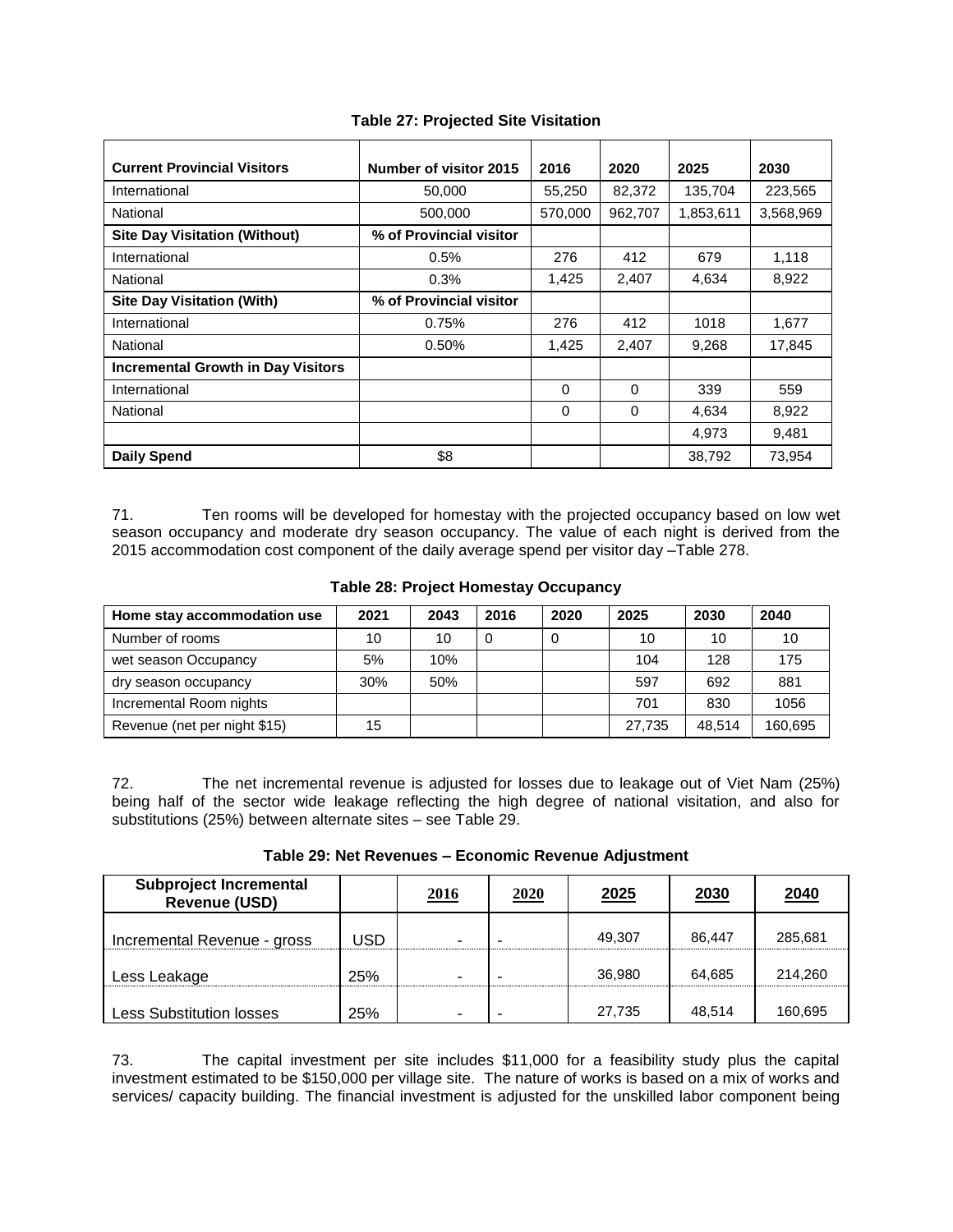**Table 27: Projected Site Visitation**

| Current Provincial Visitors | Number of visitor 2015 | 2016 | 2020 | 2025 | 2030 |
|---|---|---|---|---|---|
| International | 50,000 | 55,250 | 82,372 | 135,704 | 223,565 |
| National | 500,000 | 570,000 | 962,707 | 1,853,611 | 3,568,969 |
| **Site Day Visitation (Without)** | **% of Provincial visitor** | | | | |
| International | 0.5% | 276 | 412 | 679 | 1,118 |
| National | 0.3% | 1,425 | 2,407 | 4,634 | 8,922 |
| **Site Day Visitation (With)** | **% of Provincial visitor** | | | | |
| International | 0.75% | 276 | 412 | 1018 | 1,677 |
| National | 0.50% | 1,425 | 2,407 | 9,268 | 17,845 |
| **Incremental Growth in Day Visitors** | | | | | |
| International | | 0 | 0 | 339 | 559 |
| National | | 0 | 0 | 4,634 | 8,922 |
| | | | | 4,973 | 9,481 |
| **Daily Spend** | $8 | | | 38,792 | 73,954 |

71. Ten rooms will be developed for homestay with the projected occupancy based on low wet season occupancy and moderate dry season occupancy. The value of each night is derived from the 2015 accommodation cost component of the daily average spend per visitor day –Table 278.

**Table 28: Project Homestay Occupancy**

| Home stay accommodation use | 2021 | 2043 | 2016 | 2020 | 2025 | 2030 | 2040 |
|---|---|---|---|---|---|---|---|
| Number of rooms | 10 | 10 | 0 | 0 | 10 | 10 | 10 |
| wet season Occupancy | 5% | 10% | | | 104 | 128 | 175 |
| dry season occupancy | 30% | 50% | | | 597 | 692 | 881 |
| Incremental Room nights | | | | | 701 | 830 | 1056 |
| Revenue (net per night $15) | 15 | | | | 27,735 | 48,514 | 160,695 |

72. The net incremental revenue is adjusted for losses due to leakage out of Viet Nam (25%) being half of the sector wide leakage reflecting the high degree of national visitation, and also for substitutions (25%) between alternate sites – see Table 29.

**Table 29: Net Revenues – Economic Revenue Adjustment**

| Subproject Incremental Revenue (USD) | | 2016 | 2020 | 2025 | 2030 | 2040 |
|---|---|---|---|---|---|---|
| Incremental Revenue - gross | USD | - | - | 49,307 | 86,447 | 285,681 |
| Less Leakage | 25% | - | - | 36,980 | 64,685 | 214,260 |
| Less Substitution losses | 25% | - | - | 27,735 | 48,514 | 160,695 |

73. The capital investment per site includes $11,000 for a feasibility study plus the capital investment estimated to be $150,000 per village site. The nature of works is based on a mix of works and services/ capacity building. The financial investment is adjusted for the unskilled labor component being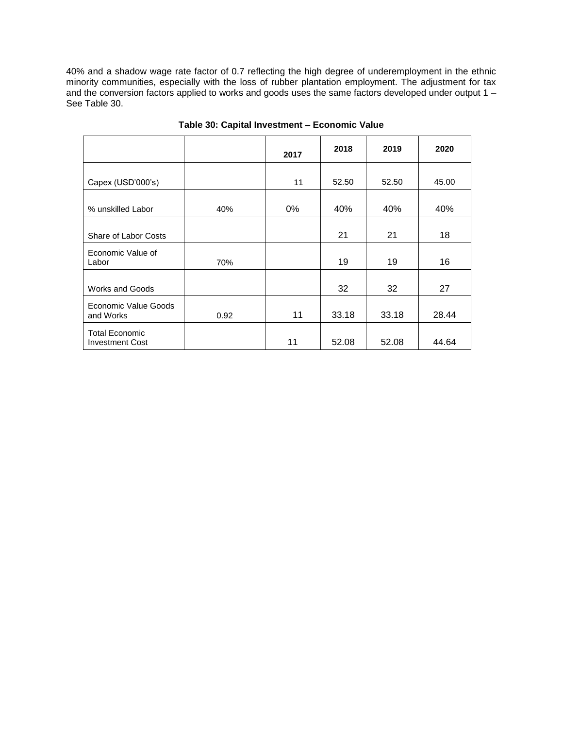40% and a shadow wage rate factor of 0.7 reflecting the high degree of underemployment in the ethnic minority communities, especially with the loss of rubber plantation employment. The adjustment for tax and the conversion factors applied to works and goods uses the same factors developed under output 1 – See Table 30.

**Table 30: Capital Investment – Economic Value**

| | | 2017 | 2018 | 2019 | 2020 |
|---|---|---|---|---|---|
| Capex (USD'000's) | | 11 | 52.50 | 52.50 | 45.00 |
| % unskilled Labor | 40% | 0% | 40% | 40% | 40% |
| Share of Labor Costs | | | 21 | 21 | 18 |
| Economic Value of Labor | 70% | | 19 | 19 | 16 |
| Works and Goods | | | 32 | 32 | 27 |
| Economic Value Goods and Works | 0.92 | 11 | 33.18 | 33.18 | 28.44 |
| Total Economic Investment Cost | | 11 | 52.08 | 52.08 | 44.64 |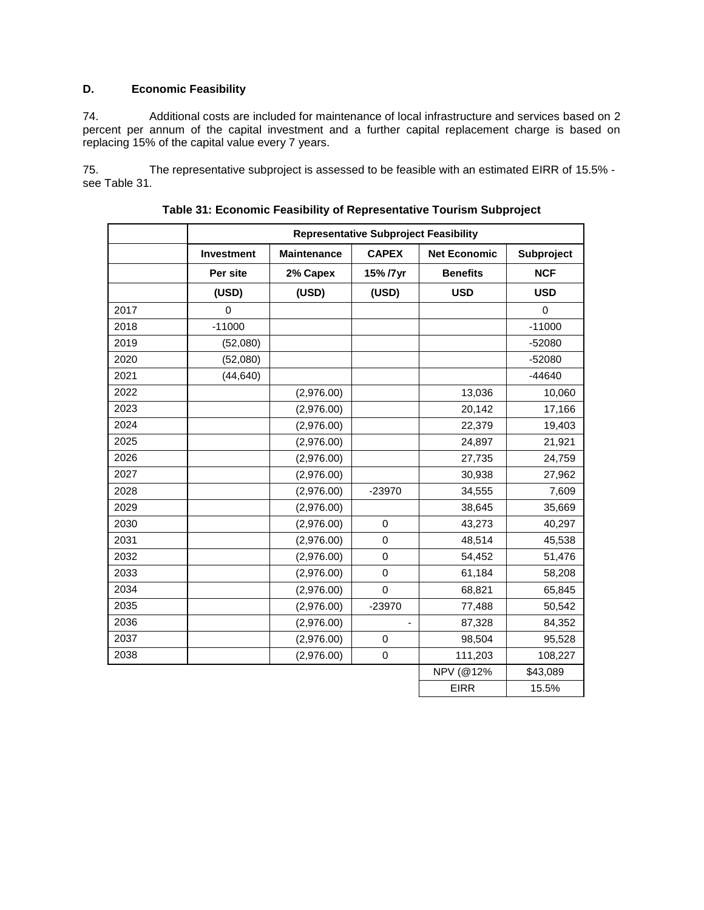### D. Economic Feasibility

74. Additional costs are included for maintenance of local infrastructure and services based on 2 percent per annum of the capital investment and a further capital replacement charge is based on replacing 15% of the capital value every 7 years.

75. The representative subproject is assessed to be feasible with an estimated EIRR of 15.5% - see Table 31.

**Table 31: Economic Feasibility of Representative Tourism Subproject**

| | Representative Subproject Feasibility | | | | |
|---|---|---|---|---|---|
| | **Investment** | **Maintenance** | **CAPEX** | **Net Economic** | **Subproject** |
| | **Per site** | **2% Capex** | **15% /7yr** | **Benefits** | **NCF** |
| | **(USD)** | **(USD)** | **(USD)** | **USD** | **USD** |
| 2017 | 0 | | | | 0 |
| 2018 | -11000 | | | | -11000 |
| 2019 | (52,080) | | | | -52080 |
| 2020 | (52,080) | | | | -52080 |
| 2021 | (44,640) | | | | -44640 |
| 2022 | | (2,976.00) | | 13,036 | 10,060 |
| 2023 | | (2,976.00) | | 20,142 | 17,166 |
| 2024 | | (2,976.00) | | 22,379 | 19,403 |
| 2025 | | (2,976.00) | | 24,897 | 21,921 |
| 2026 | | (2,976.00) | | 27,735 | 24,759 |
| 2027 | | (2,976.00) | | 30,938 | 27,962 |
| 2028 | | (2,976.00) | -23970 | 34,555 | 7,609 |
| 2029 | | (2,976.00) | | 38,645 | 35,669 |
| 2030 | | (2,976.00) | 0 | 43,273 | 40,297 |
| 2031 | | (2,976.00) | 0 | 48,514 | 45,538 |
| 2032 | | (2,976.00) | 0 | 54,452 | 51,476 |
| 2033 | | (2,976.00) | 0 | 61,184 | 58,208 |
| 2034 | | (2,976.00) | 0 | 68,821 | 65,845 |
| 2035 | | (2,976.00) | -23970 | 77,488 | 50,542 |
| 2036 | | (2,976.00) | - | 87,328 | 84,352 |
| 2037 | | (2,976.00) | 0 | 98,504 | 95,528 |
| 2038 | | (2,976.00) | 0 | 111,203 | 108,227 |
| | | | | NPV (@12% | $43,089 |
| | | | | EIRR | 15.5% |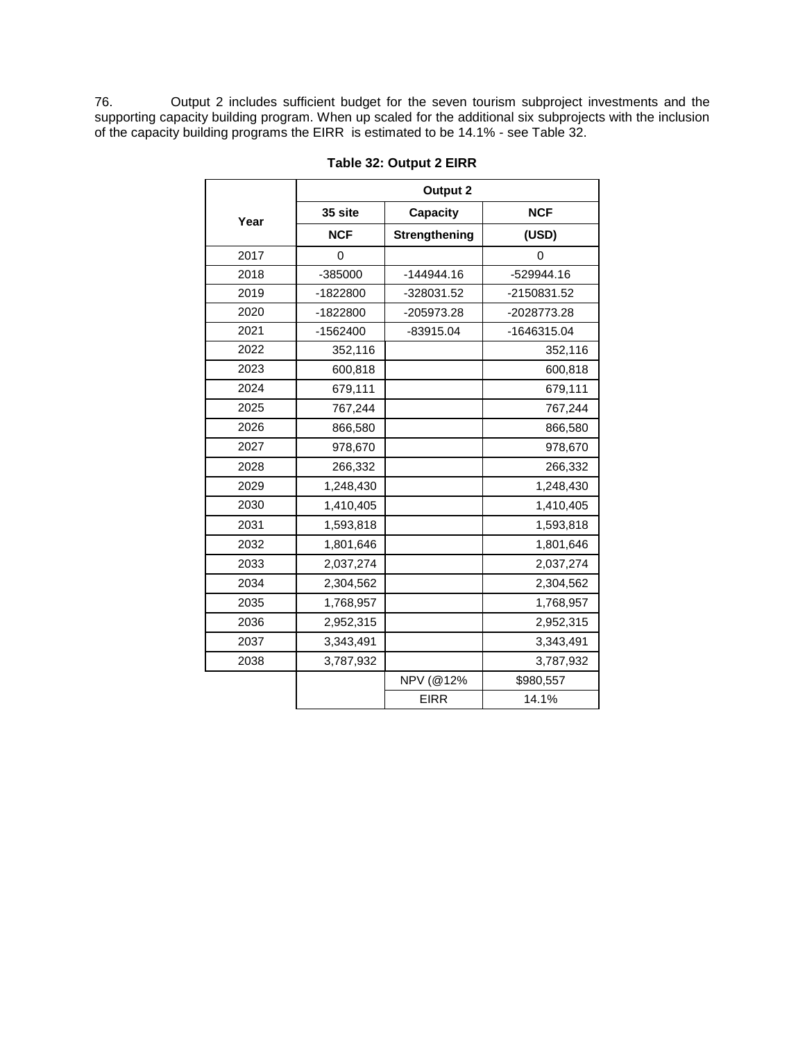76. Output 2 includes sufficient budget for the seven tourism subproject investments and the supporting capacity building program. When up scaled for the additional six subprojects with the inclusion of the capacity building programs the EIRR is estimated to be 14.1% - see Table 32.

**Table 32: Output 2 EIRR**

| Year | Output 2 | | |
|---|---|---|---|
| | 35 site NCF | Capacity Strengthening | NCF (USD) |
| 2017 | 0 | | 0 |
| 2018 | -385000 | -144944.16 | -529944.16 |
| 2019 | -1822800 | -328031.52 | -2150831.52 |
| 2020 | -1822800 | -205973.28 | -2028773.28 |
| 2021 | -1562400 | -83915.04 | -1646315.04 |
| 2022 | 352,116 | | 352,116 |
| 2023 | 600,818 | | 600,818 |
| 2024 | 679,111 | | 679,111 |
| 2025 | 767,244 | | 767,244 |
| 2026 | 866,580 | | 866,580 |
| 2027 | 978,670 | | 978,670 |
| 2028 | 266,332 | | 266,332 |
| 2029 | 1,248,430 | | 1,248,430 |
| 2030 | 1,410,405 | | 1,410,405 |
| 2031 | 1,593,818 | | 1,593,818 |
| 2032 | 1,801,646 | | 1,801,646 |
| 2033 | 2,037,274 | | 2,037,274 |
| 2034 | 2,304,562 | | 2,304,562 |
| 2035 | 1,768,957 | | 1,768,957 |
| 2036 | 2,952,315 | | 2,952,315 |
| 2037 | 3,343,491 | | 3,343,491 |
| 2038 | 3,787,932 | | 3,787,932 |
| | | NPV (@12% | $980,557 |
| | | EIRR | 14.1% |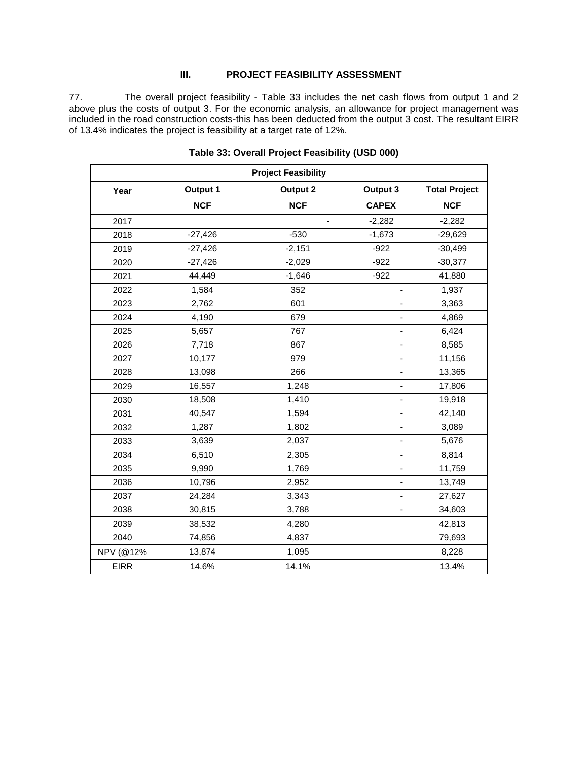## III. PROJECT FEASIBILITY ASSESSMENT

77. The overall project feasibility - Table 33 includes the net cash flows from output 1 and 2 above plus the costs of output 3. For the economic analysis, an allowance for project management was included in the road construction costs-this has been deducted from the output 3 cost. The resultant EIRR of 13.4% indicates the project is feasibility at a target rate of 12%.

**Table 33: Overall Project Feasibility (USD 000)**

| Project Feasibility | | | | |
|---|---|---|---|---|
| Year | Output 1 | Output 2 | Output 3 | Total Project |
| | NCF | NCF | CAPEX | NCF |
| 2017 | | - | -2,282 | -2,282 |
| 2018 | -27,426 | -530 | -1,673 | -29,629 |
| 2019 | -27,426 | -2,151 | -922 | -30,499 |
| 2020 | -27,426 | -2,029 | -922 | -30,377 |
| 2021 | 44,449 | -1,646 | -922 | 41,880 |
| 2022 | 1,584 | 352 | - | 1,937 |
| 2023 | 2,762 | 601 | - | 3,363 |
| 2024 | 4,190 | 679 | - | 4,869 |
| 2025 | 5,657 | 767 | - | 6,424 |
| 2026 | 7,718 | 867 | - | 8,585 |
| 2027 | 10,177 | 979 | - | 11,156 |
| 2028 | 13,098 | 266 | - | 13,365 |
| 2029 | 16,557 | 1,248 | - | 17,806 |
| 2030 | 18,508 | 1,410 | - | 19,918 |
| 2031 | 40,547 | 1,594 | - | 42,140 |
| 2032 | 1,287 | 1,802 | - | 3,089 |
| 2033 | 3,639 | 2,037 | - | 5,676 |
| 2034 | 6,510 | 2,305 | - | 8,814 |
| 2035 | 9,990 | 1,769 | - | 11,759 |
| 2036 | 10,796 | 2,952 | - | 13,749 |
| 2037 | 24,284 | 3,343 | - | 27,627 |
| 2038 | 30,815 | 3,788 | - | 34,603 |
| 2039 | 38,532 | 4,280 | | 42,813 |
| 2040 | 74,856 | 4,837 | | 79,693 |
| NPV (@12% | 13,874 | 1,095 | | 8,228 |
| EIRR | 14.6% | 14.1% | | 13.4% |